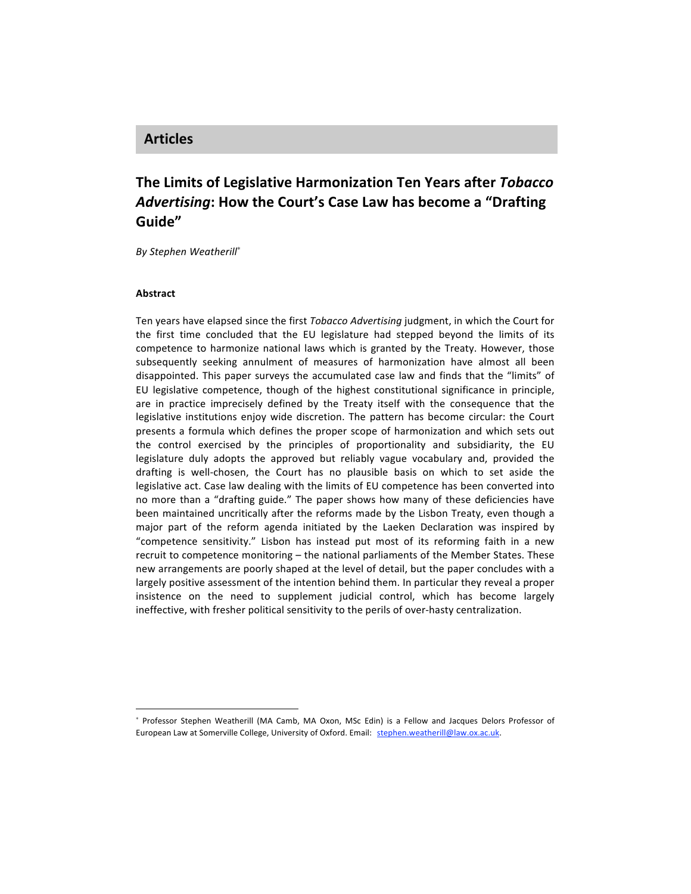## Articles

# The Limits of Legislative Harmonization Ten Years after *Tobacco Advertising*: How the Court's Case Law has become a "Drafting Guide"

*By Stephen Weatherill*[*]

### Abstract

Ten years have elapsed since the first *Tobacco Advertising* judgment, in which the Court for the first time concluded that the EU legislature had stepped beyond the limits of its competence to harmonize national laws which is granted by the Treaty. However, those subsequently seeking annulment of measures of harmonization have almost all been disappointed. This paper surveys the accumulated case law and finds that the "limits" of EU legislative competence, though of the highest constitutional significance in principle, are in practice imprecisely defined by the Treaty itself with the consequence that the legislative institutions enjoy wide discretion. The pattern has become circular: the Court presents a formula which defines the proper scope of harmonization and which sets out the control exercised by the principles of proportionality and subsidiarity, the EU legislature duly adopts the approved but reliably vague vocabulary and, provided the drafting is well-chosen, the Court has no plausible basis on which to set aside the legislative act. Case law dealing with the limits of EU competence has been converted into no more than a "drafting guide." The paper shows how many of these deficiencies have been maintained uncritically after the reforms made by the Lisbon Treaty, even though a major part of the reform agenda initiated by the Laeken Declaration was inspired by "competence sensitivity." Lisbon has instead put most of its reforming faith in a new recruit to competence monitoring – the national parliaments of the Member States. These new arrangements are poorly shaped at the level of detail, but the paper concludes with a largely positive assessment of the intention behind them. In particular they reveal a proper insistence on the need to supplement judicial control, which has become largely ineffective, with fresher political sensitivity to the perils of over-hasty centralization.

---

[*] Professor Stephen Weatherill (MA Camb, MA Oxon, MSc Edin) is a Fellow and Jacques Delors Professor of European Law at Somerville College, University of Oxford. Email: stephen.weatherill@law.ox.ac.uk.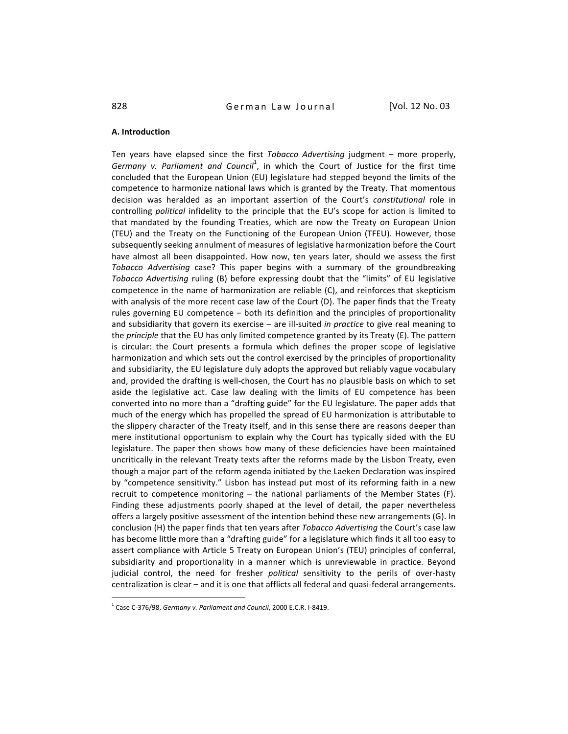## A. Introduction

Ten years have elapsed since the first *Tobacco Advertising* judgment – more properly, *Germany v. Parliament and Council*[1], in which the Court of Justice for the first time concluded that the European Union (EU) legislature had stepped beyond the limits of the competence to harmonize national laws which is granted by the Treaty. That momentous decision was heralded as an important assertion of the Court's *constitutional* role in controlling *political* infidelity to the principle that the EU's scope for action is limited to that mandated by the founding Treaties, which are now the Treaty on European Union (TEU) and the Treaty on the Functioning of the European Union (TFEU). However, those subsequently seeking annulment of measures of legislative harmonization before the Court have almost all been disappointed. How now, ten years later, should we assess the first *Tobacco Advertising* case? This paper begins with a summary of the groundbreaking *Tobacco Advertising* ruling (B) before expressing doubt that the "limits" of EU legislative competence in the name of harmonization are reliable (C), and reinforces that skepticism with analysis of the more recent case law of the Court (D). The paper finds that the Treaty rules governing EU competence – both its definition and the principles of proportionality and subsidiarity that govern its exercise – are ill-suited *in practice* to give real meaning to the *principle* that the EU has only limited competence granted by its Treaty (E). The pattern is circular: the Court presents a formula which defines the proper scope of legislative harmonization and which sets out the control exercised by the principles of proportionality and subsidiarity, the EU legislature duly adopts the approved but reliably vague vocabulary and, provided the drafting is well-chosen, the Court has no plausible basis on which to set aside the legislative act. Case law dealing with the limits of EU competence has been converted into no more than a "drafting guide" for the EU legislature. The paper adds that much of the energy which has propelled the spread of EU harmonization is attributable to the slippery character of the Treaty itself, and in this sense there are reasons deeper than mere institutional opportunism to explain why the Court has typically sided with the EU legislature. The paper then shows how many of these deficiencies have been maintained uncritically in the relevant Treaty texts after the reforms made by the Lisbon Treaty, even though a major part of the reform agenda initiated by the Laeken Declaration was inspired by "competence sensitivity." Lisbon has instead put most of its reforming faith in a new recruit to competence monitoring – the national parliaments of the Member States (F). Finding these adjustments poorly shaped at the level of detail, the paper nevertheless offers a largely positive assessment of the intention behind these new arrangements (G). In conclusion (H) the paper finds that ten years after *Tobacco Advertising* the Court's case law has become little more than a "drafting guide" for a legislature which finds it all too easy to assert compliance with Article 5 Treaty on European Union's (TEU) principles of conferral, subsidiarity and proportionality in a manner which is unreviewable in practice. Beyond judicial control, the need for fresher *political* sensitivity to the perils of over-hasty centralization is clear – and it is one that afflicts all federal and quasi-federal arrangements.

---

[1] Case C-376/98, *Germany v. Parliament and Council*, 2000 E.C.R. I-8419.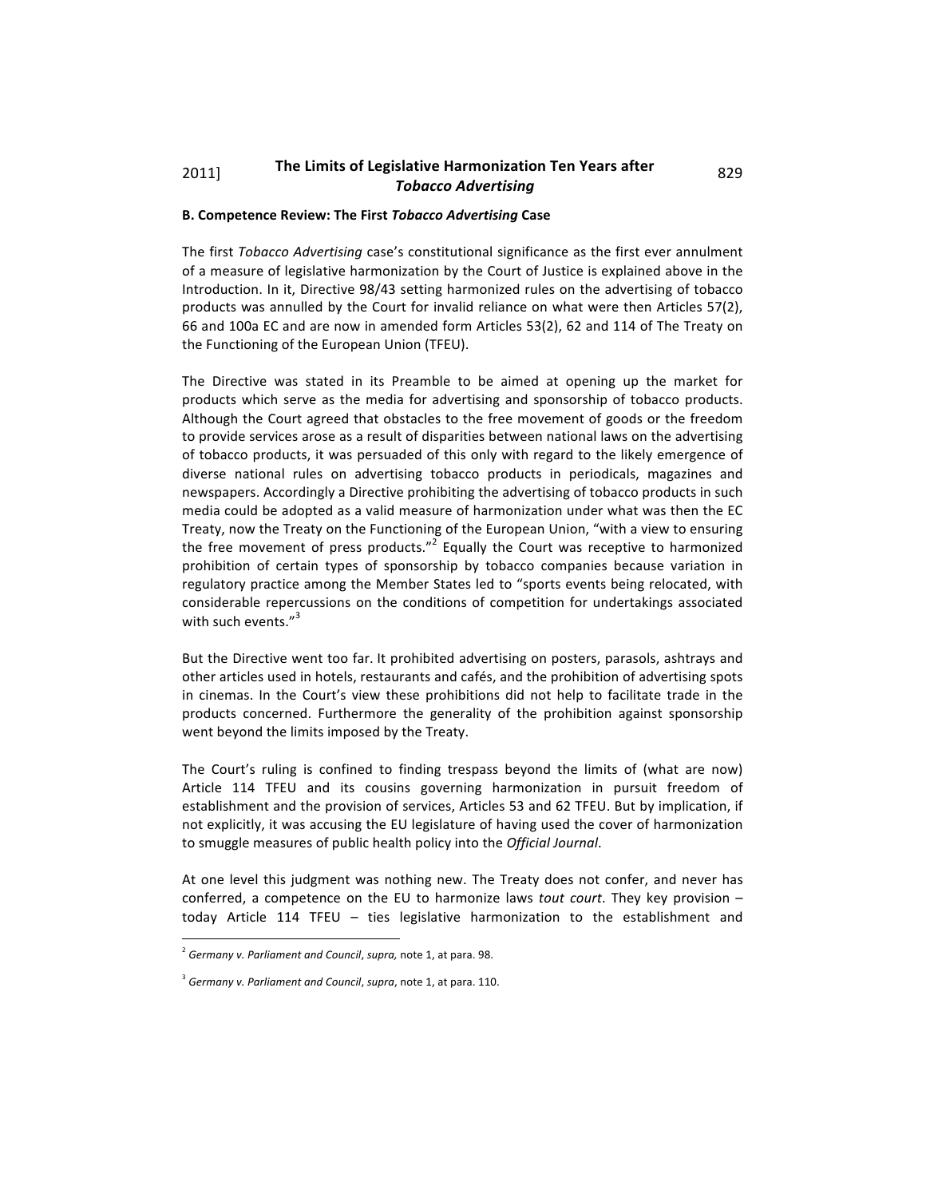### B. Competence Review: The First *Tobacco Advertising* Case

The first *Tobacco Advertising* case's constitutional significance as the first ever annulment of a measure of legislative harmonization by the Court of Justice is explained above in the Introduction. In it, Directive 98/43 setting harmonized rules on the advertising of tobacco products was annulled by the Court for invalid reliance on what were then Articles 57(2), 66 and 100a EC and are now in amended form Articles 53(2), 62 and 114 of The Treaty on the Functioning of the European Union (TFEU).

The Directive was stated in its Preamble to be aimed at opening up the market for products which serve as the media for advertising and sponsorship of tobacco products. Although the Court agreed that obstacles to the free movement of goods or the freedom to provide services arose as a result of disparities between national laws on the advertising of tobacco products, it was persuaded of this only with regard to the likely emergence of diverse national rules on advertising tobacco products in periodicals, magazines and newspapers. Accordingly a Directive prohibiting the advertising of tobacco products in such media could be adopted as a valid measure of harmonization under what was then the EC Treaty, now the Treaty on the Functioning of the European Union, "with a view to ensuring the free movement of press products."[2] Equally the Court was receptive to harmonized prohibition of certain types of sponsorship by tobacco companies because variation in regulatory practice among the Member States led to "sports events being relocated, with considerable repercussions on the conditions of competition for undertakings associated with such events."[3]

But the Directive went too far. It prohibited advertising on posters, parasols, ashtrays and other articles used in hotels, restaurants and cafés, and the prohibition of advertising spots in cinemas. In the Court's view these prohibitions did not help to facilitate trade in the products concerned. Furthermore the generality of the prohibition against sponsorship went beyond the limits imposed by the Treaty.

The Court's ruling is confined to finding trespass beyond the limits of (what are now) Article 114 TFEU and its cousins governing harmonization in pursuit freedom of establishment and the provision of services, Articles 53 and 62 TFEU. But by implication, if not explicitly, it was accusing the EU legislature of having used the cover of harmonization to smuggle measures of public health policy into the *Official Journal*.

At one level this judgment was nothing new. The Treaty does not confer, and never has conferred, a competence on the EU to harmonize laws *tout court*. They key provision – today Article 114 TFEU – ties legislative harmonization to the establishment and

---

[2] *Germany v. Parliament and Council*, *supra,* note 1, at para. 98.

[3] *Germany v. Parliament and Council*, *supra*, note 1, at para. 110.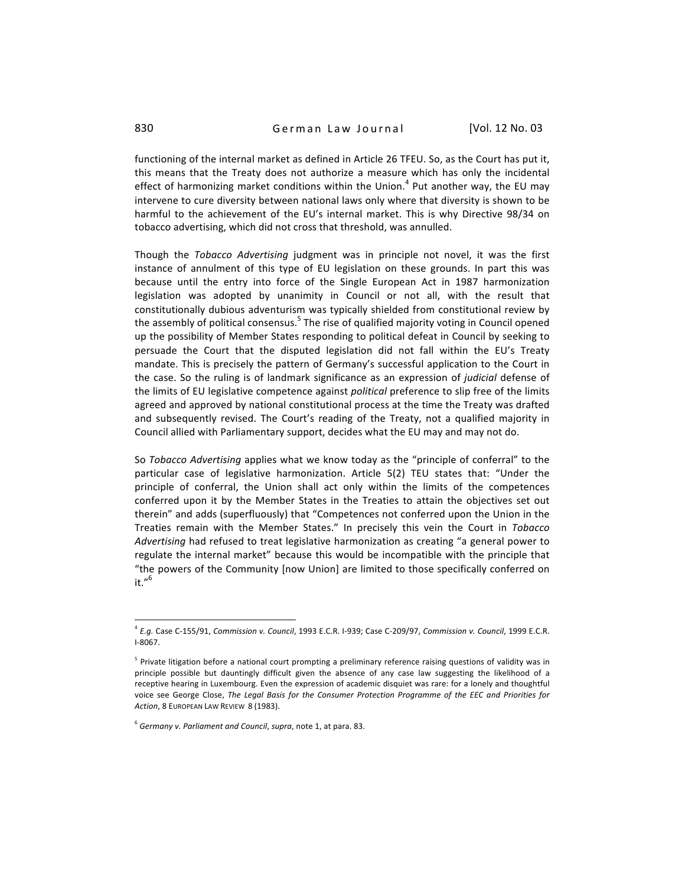functioning of the internal market as defined in Article 26 TFEU. So, as the Court has put it, this means that the Treaty does not authorize a measure which has only the incidental effect of harmonizing market conditions within the Union.[4] Put another way, the EU may intervene to cure diversity between national laws only where that diversity is shown to be harmful to the achievement of the EU's internal market. This is why Directive 98/34 on tobacco advertising, which did not cross that threshold, was annulled.

Though the *Tobacco Advertising* judgment was in principle not novel, it was the first instance of annulment of this type of EU legislation on these grounds. In part this was because until the entry into force of the Single European Act in 1987 harmonization legislation was adopted by unanimity in Council or not all, with the result that constitutionally dubious adventurism was typically shielded from constitutional review by the assembly of political consensus.[5] The rise of qualified majority voting in Council opened up the possibility of Member States responding to political defeat in Council by seeking to persuade the Court that the disputed legislation did not fall within the EU's Treaty mandate. This is precisely the pattern of Germany's successful application to the Court in the case. So the ruling is of landmark significance as an expression of *judicial* defense of the limits of EU legislative competence against *political* preference to slip free of the limits agreed and approved by national constitutional process at the time the Treaty was drafted and subsequently revised. The Court's reading of the Treaty, not a qualified majority in Council allied with Parliamentary support, decides what the EU may and may not do.

So *Tobacco Advertising* applies what we know today as the "principle of conferral" to the particular case of legislative harmonization. Article 5(2) TEU states that: "Under the principle of conferral, the Union shall act only within the limits of the competences conferred upon it by the Member States in the Treaties to attain the objectives set out therein" and adds (superfluously) that "Competences not conferred upon the Union in the Treaties remain with the Member States." In precisely this vein the Court in *Tobacco Advertising* had refused to treat legislative harmonization as creating "a general power to regulate the internal market" because this would be incompatible with the principle that "the powers of the Community [now Union] are limited to those specifically conferred on it."[6]

---

[4] *E.g.* Case C-155/91, *Commission v. Council*, 1993 E.C.R. I-939; Case C-209/97, *Commission v. Council*, 1999 E.C.R. I-8067.

[5] Private litigation before a national court prompting a preliminary reference raising questions of validity was in principle possible but dauntingly difficult given the absence of any case law suggesting the likelihood of a receptive hearing in Luxembourg. Even the expression of academic disquiet was rare: for a lonely and thoughtful voice see George Close, *The Legal Basis for the Consumer Protection Programme of the EEC and Priorities for Action*, 8 EUROPEAN LAW REVIEW 8 (1983).

[6] *Germany v. Parliament and Council*, *supra*, note 1, at para. 83.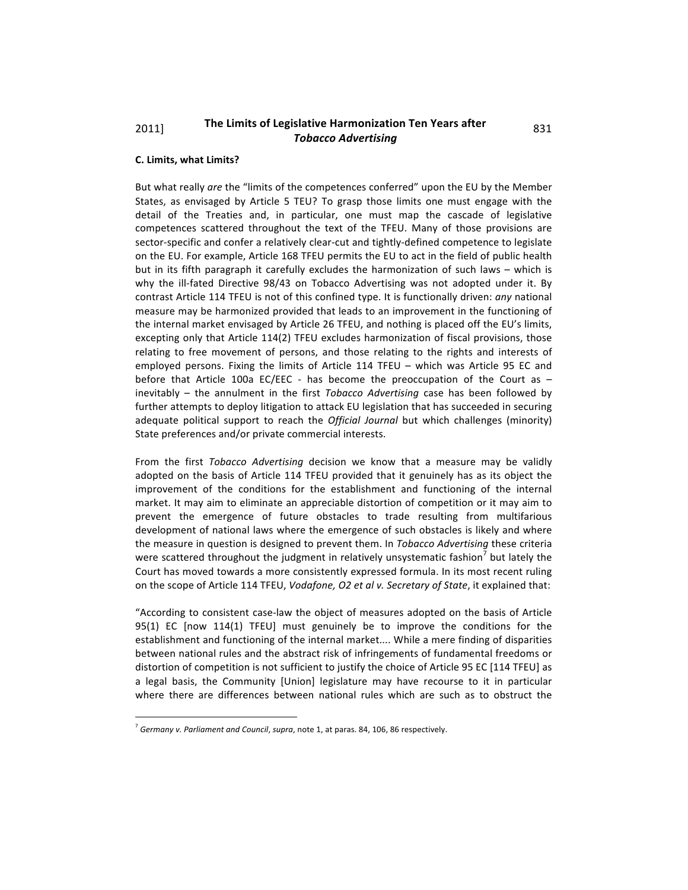### C. Limits, what Limits?

But what really *are* the "limits of the competences conferred" upon the EU by the Member States, as envisaged by Article 5 TEU? To grasp those limits one must engage with the detail of the Treaties and, in particular, one must map the cascade of legislative competences scattered throughout the text of the TFEU. Many of those provisions are sector-specific and confer a relatively clear-cut and tightly-defined competence to legislate on the EU. For example, Article 168 TFEU permits the EU to act in the field of public health but in its fifth paragraph it carefully excludes the harmonization of such laws – which is why the ill-fated Directive 98/43 on Tobacco Advertising was not adopted under it. By contrast Article 114 TFEU is not of this confined type. It is functionally driven: *any* national measure may be harmonized provided that leads to an improvement in the functioning of the internal market envisaged by Article 26 TFEU, and nothing is placed off the EU's limits, excepting only that Article 114(2) TFEU excludes harmonization of fiscal provisions, those relating to free movement of persons, and those relating to the rights and interests of employed persons. Fixing the limits of Article 114 TFEU – which was Article 95 EC and before that Article 100a EC/EEC - has become the preoccupation of the Court as – inevitably – the annulment in the first *Tobacco Advertising* case has been followed by further attempts to deploy litigation to attack EU legislation that has succeeded in securing adequate political support to reach the *Official Journal* but which challenges (minority) State preferences and/or private commercial interests.

From the first *Tobacco Advertising* decision we know that a measure may be validly adopted on the basis of Article 114 TFEU provided that it genuinely has as its object the improvement of the conditions for the establishment and functioning of the internal market. It may aim to eliminate an appreciable distortion of competition or it may aim to prevent the emergence of future obstacles to trade resulting from multifarious development of national laws where the emergence of such obstacles is likely and where the measure in question is designed to prevent them. In *Tobacco Advertising* these criteria were scattered throughout the judgment in relatively unsystematic fashion[7] but lately the Court has moved towards a more consistently expressed formula. In its most recent ruling on the scope of Article 114 TFEU, *Vodafone, O2 et al v. Secretary of State*, it explained that:

"According to consistent case-law the object of measures adopted on the basis of Article 95(1) EC [now 114(1) TFEU] must genuinely be to improve the conditions for the establishment and functioning of the internal market.... While a mere finding of disparities between national rules and the abstract risk of infringements of fundamental freedoms or distortion of competition is not sufficient to justify the choice of Article 95 EC [114 TFEU] as a legal basis, the Community [Union] legislature may have recourse to it in particular where there are differences between national rules which are such as to obstruct the

---

[7] *Germany v. Parliament and Council*, *supra*, note 1, at paras. 84, 106, 86 respectively.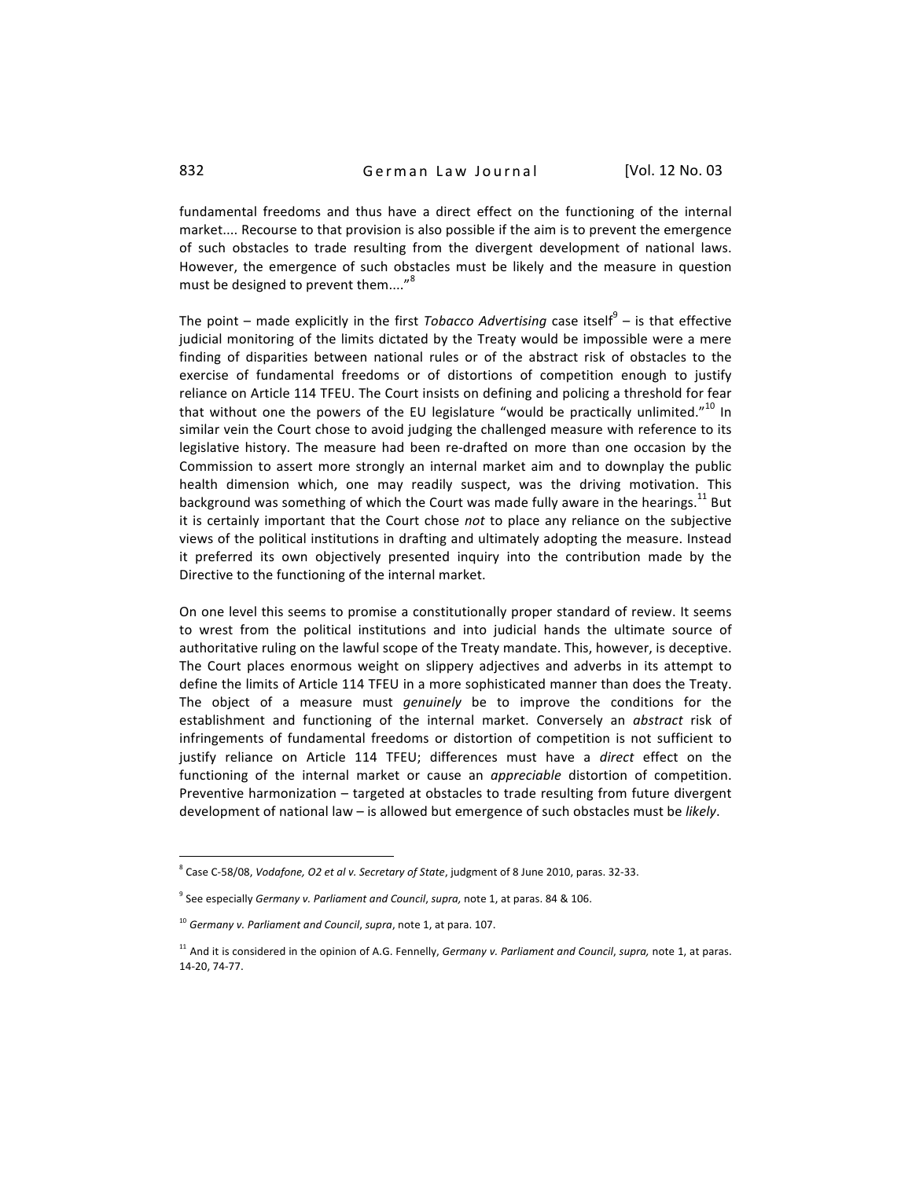fundamental freedoms and thus have a direct effect on the functioning of the internal market.... Recourse to that provision is also possible if the aim is to prevent the emergence of such obstacles to trade resulting from the divergent development of national laws. However, the emergence of such obstacles must be likely and the measure in question must be designed to prevent them...."[8]

The point – made explicitly in the first *Tobacco Advertising* case itself[9] – is that effective judicial monitoring of the limits dictated by the Treaty would be impossible were a mere finding of disparities between national rules or of the abstract risk of obstacles to the exercise of fundamental freedoms or of distortions of competition enough to justify reliance on Article 114 TFEU. The Court insists on defining and policing a threshold for fear that without one the powers of the EU legislature "would be practically unlimited."[10] In similar vein the Court chose to avoid judging the challenged measure with reference to its legislative history. The measure had been re-drafted on more than one occasion by the Commission to assert more strongly an internal market aim and to downplay the public health dimension which, one may readily suspect, was the driving motivation. This background was something of which the Court was made fully aware in the hearings.[11] But it is certainly important that the Court chose *not* to place any reliance on the subjective views of the political institutions in drafting and ultimately adopting the measure. Instead it preferred its own objectively presented inquiry into the contribution made by the Directive to the functioning of the internal market.

On one level this seems to promise a constitutionally proper standard of review. It seems to wrest from the political institutions and into judicial hands the ultimate source of authoritative ruling on the lawful scope of the Treaty mandate. This, however, is deceptive. The Court places enormous weight on slippery adjectives and adverbs in its attempt to define the limits of Article 114 TFEU in a more sophisticated manner than does the Treaty. The object of a measure must *genuinely* be to improve the conditions for the establishment and functioning of the internal market. Conversely an *abstract* risk of infringements of fundamental freedoms or distortion of competition is not sufficient to justify reliance on Article 114 TFEU; differences must have a *direct* effect on the functioning of the internal market or cause an *appreciable* distortion of competition. Preventive harmonization – targeted at obstacles to trade resulting from future divergent development of national law – is allowed but emergence of such obstacles must be *likely*.

---

[8] Case C-58/08, *Vodafone, O2 et al v. Secretary of State*, judgment of 8 June 2010, paras. 32-33.

[9] See especially *Germany v. Parliament and Council*, *supra,* note 1, at paras. 84 & 106.

[10] *Germany v. Parliament and Council*, *supra*, note 1, at para. 107.

[11] And it is considered in the opinion of A.G. Fennelly, *Germany v. Parliament and Council*, *supra,* note 1, at paras. 14-20, 74-77.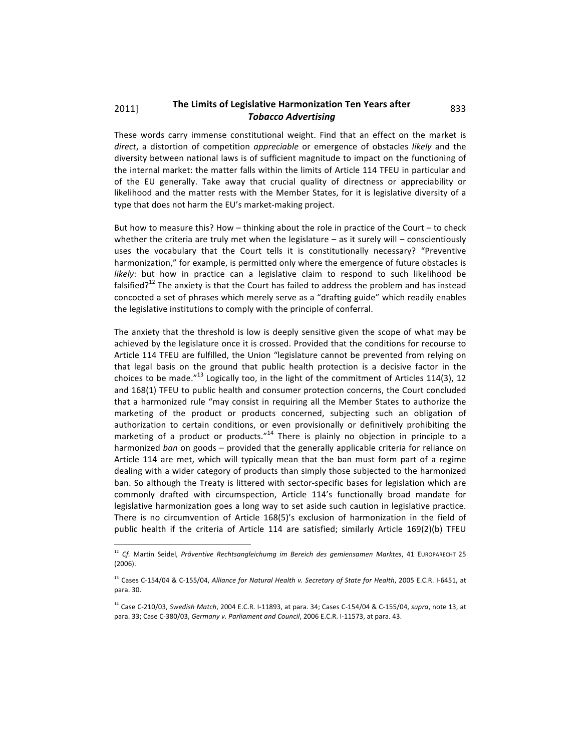These words carry immense constitutional weight. Find that an effect on the market is *direct*, a distortion of competition *appreciable* or emergence of obstacles *likely* and the diversity between national laws is of sufficient magnitude to impact on the functioning of the internal market: the matter falls within the limits of Article 114 TFEU in particular and of the EU generally. Take away that crucial quality of directness or appreciability or likelihood and the matter rests with the Member States, for it is legislative diversity of a type that does not harm the EU's market-making project.

But how to measure this? How – thinking about the role in practice of the Court – to check whether the criteria are truly met when the legislature – as it surely will – conscientiously uses the vocabulary that the Court tells it is constitutionally necessary? "Preventive harmonization," for example, is permitted only where the emergence of future obstacles is *likely*: but how in practice can a legislative claim to respond to such likelihood be falsified?[12] The anxiety is that the Court has failed to address the problem and has instead concocted a set of phrases which merely serve as a "drafting guide" which readily enables the legislative institutions to comply with the principle of conferral.

The anxiety that the threshold is low is deeply sensitive given the scope of what may be achieved by the legislature once it is crossed. Provided that the conditions for recourse to Article 114 TFEU are fulfilled, the Union "legislature cannot be prevented from relying on that legal basis on the ground that public health protection is a decisive factor in the choices to be made."[13] Logically too, in the light of the commitment of Articles 114(3), 12 and 168(1) TFEU to public health and consumer protection concerns, the Court concluded that a harmonized rule "may consist in requiring all the Member States to authorize the marketing of the product or products concerned, subjecting such an obligation of authorization to certain conditions, or even provisionally or definitively prohibiting the marketing of a product or products."[14] There is plainly no objection in principle to a harmonized *ban* on goods – provided that the generally applicable criteria for reliance on Article 114 are met, which will typically mean that the ban must form part of a regime dealing with a wider category of products than simply those subjected to the harmonized ban. So although the Treaty is littered with sector-specific bases for legislation which are commonly drafted with circumspection, Article 114's functionally broad mandate for legislative harmonization goes a long way to set aside such caution in legislative practice. There is no circumvention of Article 168(5)'s exclusion of harmonization in the field of public health if the criteria of Article 114 are satisfied; similarly Article 169(2)(b) TFEU

---

[12] *Cf.* Martin Seidel, *Präventive Rechtsangleichumg im Bereich des gemiensamen Marktes*, 41 EUROPARECHT 25 (2006).

[13] Cases C-154/04 & C-155/04, *Alliance for Natural Health v. Secretary of State for Health*, 2005 E.C.R. I-6451, at para. 30.

[14] Case C-210/03, *Swedish Match*, 2004 E.C.R. I-11893, at para. 34; Cases C-154/04 & C-155/04, *supra*, note 13, at para. 33; Case C-380/03, *Germany v. Parliament and Council*, 2006 E.C.R. I-11573, at para. 43.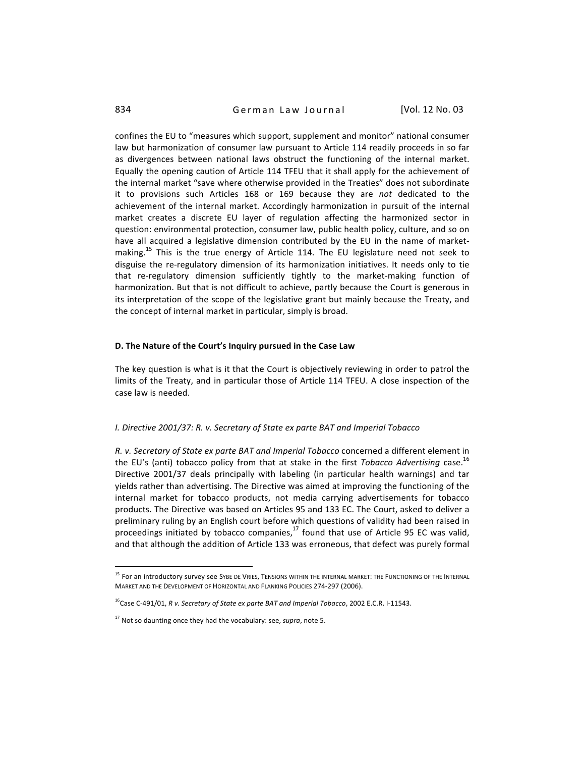confines the EU to "measures which support, supplement and monitor" national consumer law but harmonization of consumer law pursuant to Article 114 readily proceeds in so far as divergences between national laws obstruct the functioning of the internal market. Equally the opening caution of Article 114 TFEU that it shall apply for the achievement of the internal market "save where otherwise provided in the Treaties" does not subordinate it to provisions such Articles 168 or 169 because they are *not* dedicated to the achievement of the internal market. Accordingly harmonization in pursuit of the internal market creates a discrete EU layer of regulation affecting the harmonized sector in question: environmental protection, consumer law, public health policy, culture, and so on have all acquired a legislative dimension contributed by the EU in the name of market-making.[15] This is the true energy of Article 114. The EU legislature need not seek to disguise the re-regulatory dimension of its harmonization initiatives. It needs only to tie that re-regulatory dimension sufficiently tightly to the market-making function of harmonization. But that is not difficult to achieve, partly because the Court is generous in its interpretation of the scope of the legislative grant but mainly because the Treaty, and the concept of internal market in particular, simply is broad.

## D. The Nature of the Court's Inquiry pursued in the Case Law

The key question is what is it that the Court is objectively reviewing in order to patrol the limits of the Treaty, and in particular those of Article 114 TFEU. A close inspection of the case law is needed.

### *I. Directive 2001/37: R. v. Secretary of State ex parte BAT and Imperial Tobacco*

*R. v. Secretary of State ex parte BAT and Imperial Tobacco* concerned a different element in the EU's (anti) tobacco policy from that at stake in the first *Tobacco Advertising* case.[16] Directive 2001/37 deals principally with labeling (in particular health warnings) and tar yields rather than advertising. The Directive was aimed at improving the functioning of the internal market for tobacco products, not media carrying advertisements for tobacco products. The Directive was based on Articles 95 and 133 EC. The Court, asked to deliver a preliminary ruling by an English court before which questions of validity had been raised in proceedings initiated by tobacco companies,[17] found that use of Article 95 EC was valid, and that although the addition of Article 133 was erroneous, that defect was purely formal

---

[15] For an introductory survey see SYBE DE VRIES, TENSIONS WITHIN THE INTERNAL MARKET: THE FUNCTIONING OF THE INTERNAL MARKET AND THE DEVELOPMENT OF HORIZONTAL AND FLANKING POLICIES 274-297 (2006).

[16] Case C-491/01, *R v. Secretary of State ex parte BAT and Imperial Tobacco*, 2002 E.C.R. I-11543.

[17] Not so daunting once they had the vocabulary: see, *supra*, note 5.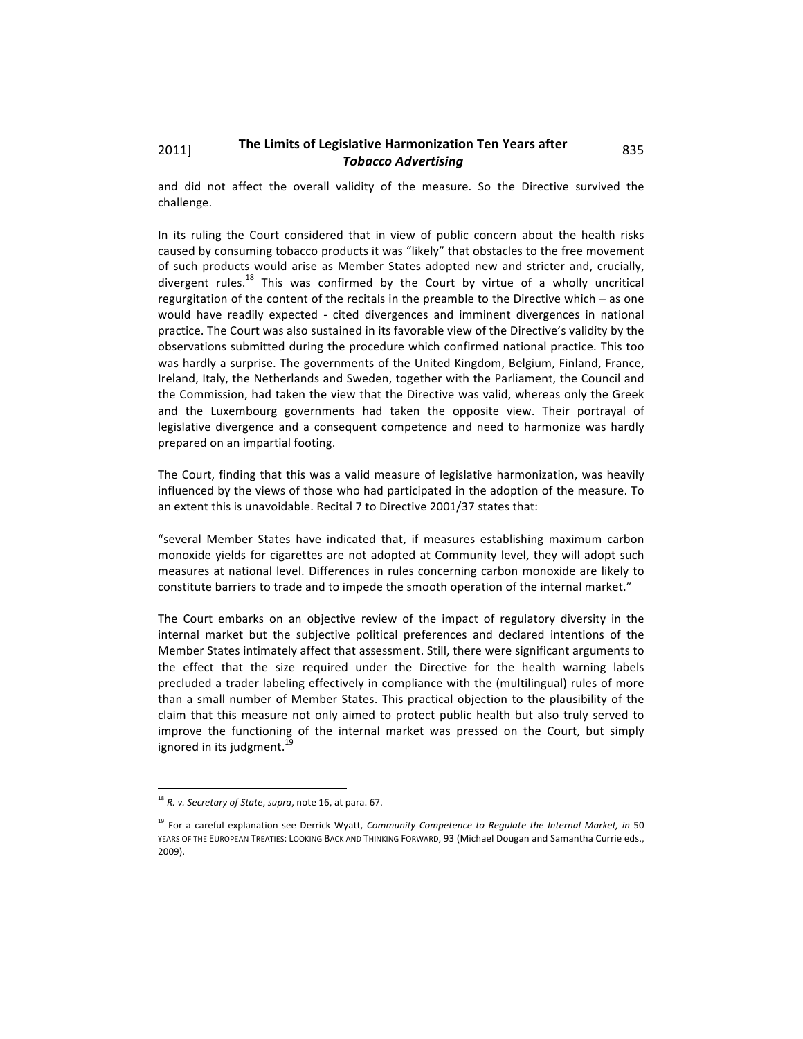and did not affect the overall validity of the measure. So the Directive survived the challenge.

In its ruling the Court considered that in view of public concern about the health risks caused by consuming tobacco products it was "likely" that obstacles to the free movement of such products would arise as Member States adopted new and stricter and, crucially, divergent rules.[18] This was confirmed by the Court by virtue of a wholly uncritical regurgitation of the content of the recitals in the preamble to the Directive which – as one would have readily expected - cited divergences and imminent divergences in national practice. The Court was also sustained in its favorable view of the Directive's validity by the observations submitted during the procedure which confirmed national practice. This too was hardly a surprise. The governments of the United Kingdom, Belgium, Finland, France, Ireland, Italy, the Netherlands and Sweden, together with the Parliament, the Council and the Commission, had taken the view that the Directive was valid, whereas only the Greek and the Luxembourg governments had taken the opposite view. Their portrayal of legislative divergence and a consequent competence and need to harmonize was hardly prepared on an impartial footing.

The Court, finding that this was a valid measure of legislative harmonization, was heavily influenced by the views of those who had participated in the adoption of the measure. To an extent this is unavoidable. Recital 7 to Directive 2001/37 states that:

"several Member States have indicated that, if measures establishing maximum carbon monoxide yields for cigarettes are not adopted at Community level, they will adopt such measures at national level. Differences in rules concerning carbon monoxide are likely to constitute barriers to trade and to impede the smooth operation of the internal market."

The Court embarks on an objective review of the impact of regulatory diversity in the internal market but the subjective political preferences and declared intentions of the Member States intimately affect that assessment. Still, there were significant arguments to the effect that the size required under the Directive for the health warning labels precluded a trader labeling effectively in compliance with the (multilingual) rules of more than a small number of Member States. This practical objection to the plausibility of the claim that this measure not only aimed to protect public health but also truly served to improve the functioning of the internal market was pressed on the Court, but simply ignored in its judgment.[19]

---

[18] *R. v. Secretary of State*, *supra*, note 16, at para. 67.

[19] For a careful explanation see Derrick Wyatt, *Community Competence to Regulate the Internal Market, in* 50 YEARS OF THE EUROPEAN TREATIES: LOOKING BACK AND THINKING FORWARD, 93 (Michael Dougan and Samantha Currie eds., 2009).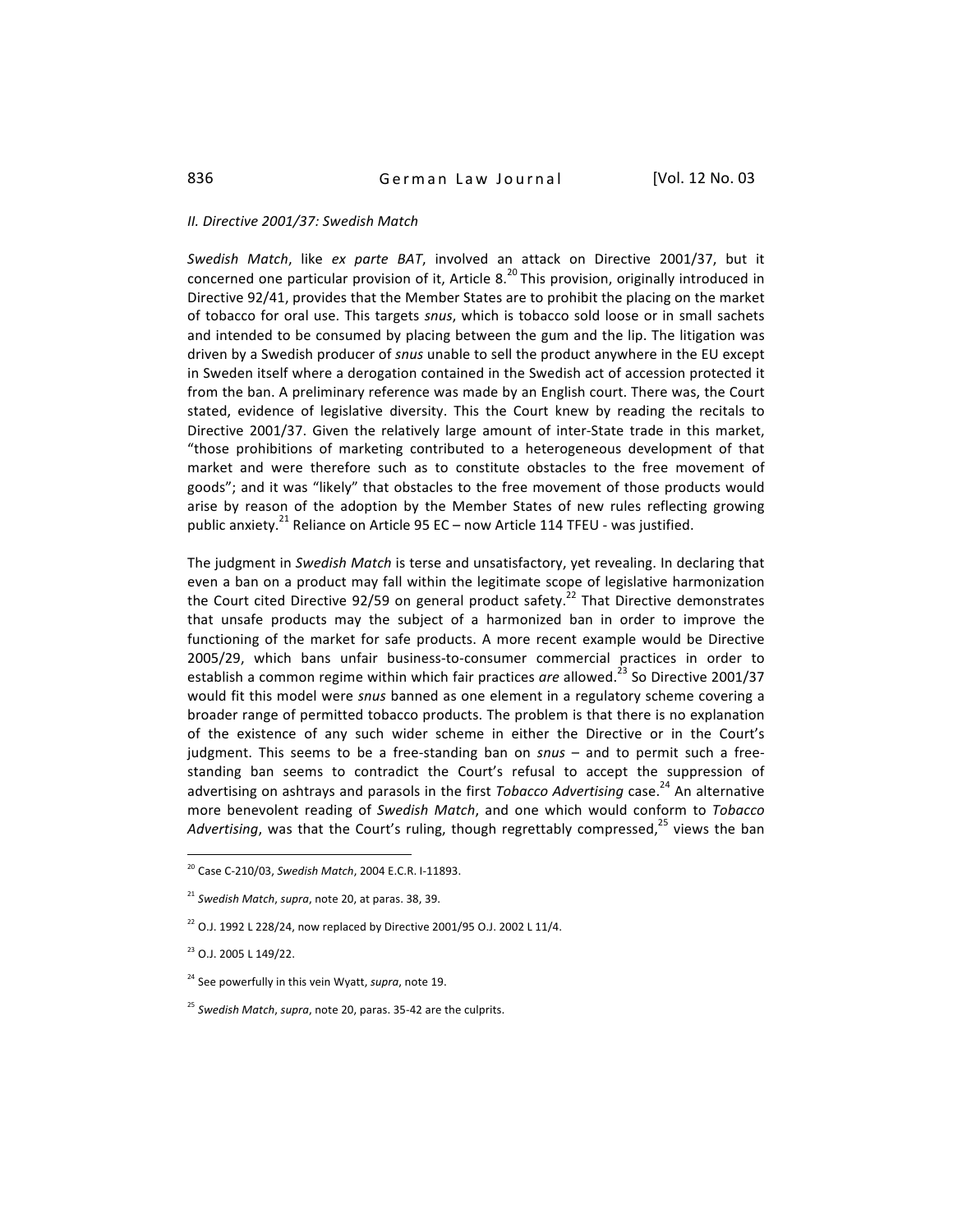*II. Directive 2001/37: Swedish Match*

*Swedish Match*, like *ex parte BAT*, involved an attack on Directive 2001/37, but it concerned one particular provision of it, Article 8.[20] This provision, originally introduced in Directive 92/41, provides that the Member States are to prohibit the placing on the market of tobacco for oral use. This targets *snus*, which is tobacco sold loose or in small sachets and intended to be consumed by placing between the gum and the lip. The litigation was driven by a Swedish producer of *snus* unable to sell the product anywhere in the EU except in Sweden itself where a derogation contained in the Swedish act of accession protected it from the ban. A preliminary reference was made by an English court. There was, the Court stated, evidence of legislative diversity. This the Court knew by reading the recitals to Directive 2001/37. Given the relatively large amount of inter-State trade in this market, "those prohibitions of marketing contributed to a heterogeneous development of that market and were therefore such as to constitute obstacles to the free movement of goods"; and it was "likely" that obstacles to the free movement of those products would arise by reason of the adoption by the Member States of new rules reflecting growing public anxiety.[21] Reliance on Article 95 EC – now Article 114 TFEU - was justified.

The judgment in *Swedish Match* is terse and unsatisfactory, yet revealing. In declaring that even a ban on a product may fall within the legitimate scope of legislative harmonization the Court cited Directive 92/59 on general product safety.[22] That Directive demonstrates that unsafe products may the subject of a harmonized ban in order to improve the functioning of the market for safe products. A more recent example would be Directive 2005/29, which bans unfair business-to-consumer commercial practices in order to establish a common regime within which fair practices *are* allowed.[23] So Directive 2001/37 would fit this model were *snus* banned as one element in a regulatory scheme covering a broader range of permitted tobacco products. The problem is that there is no explanation of the existence of any such wider scheme in either the Directive or in the Court's judgment. This seems to be a free-standing ban on *snus* – and to permit such a free-standing ban seems to contradict the Court's refusal to accept the suppression of advertising on ashtrays and parasols in the first *Tobacco Advertising* case.[24] An alternative more benevolent reading of *Swedish Match*, and one which would conform to *Tobacco Advertising*, was that the Court's ruling, though regrettably compressed,[25] views the ban

---

[20] Case C-210/03, *Swedish Match*, 2004 E.C.R. I-11893.

[21] *Swedish Match*, *supra*, note 20, at paras. 38, 39.

[22] O.J. 1992 L 228/24, now replaced by Directive 2001/95 O.J. 2002 L 11/4.

[23] O.J. 2005 L 149/22.

[24] See powerfully in this vein Wyatt, *supra*, note 19.

[25] *Swedish Match*, *supra*, note 20, paras. 35-42 are the culprits.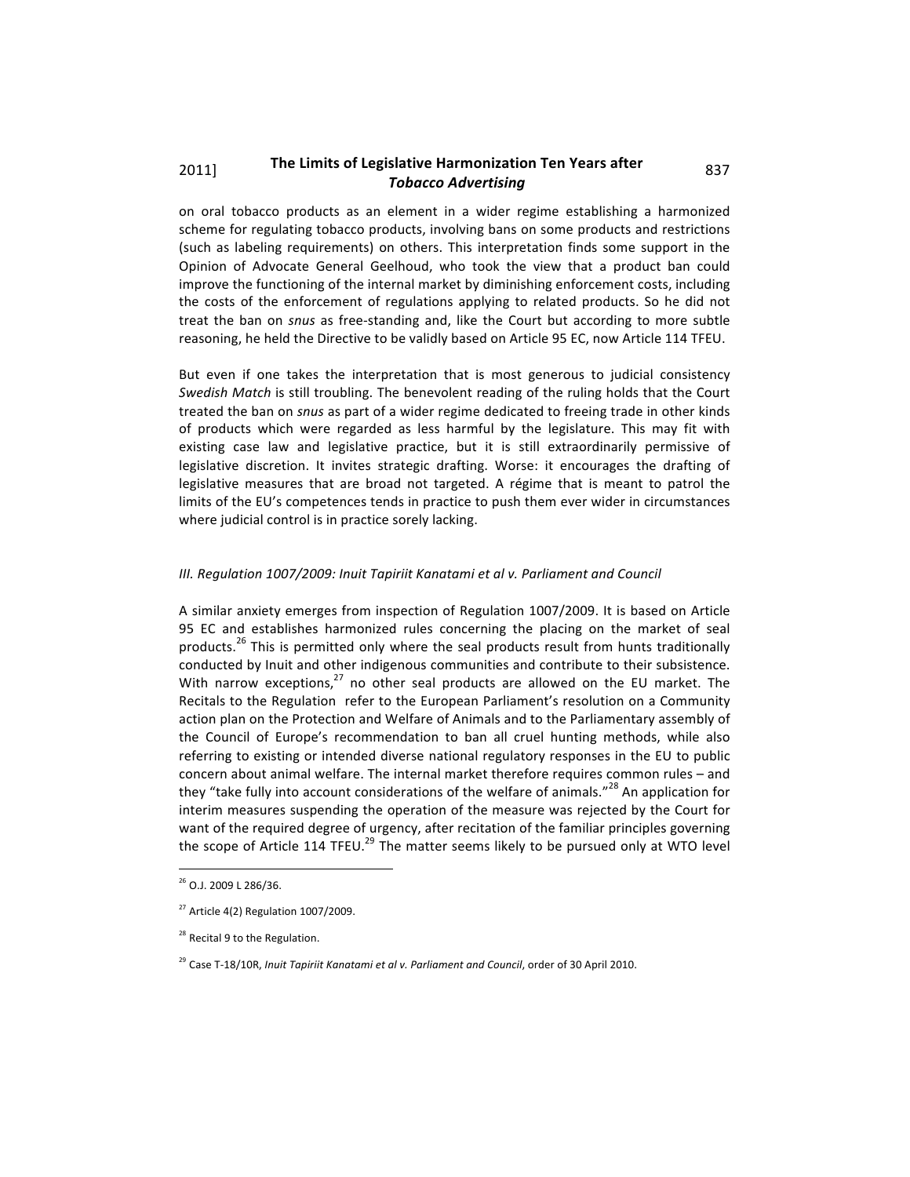on oral tobacco products as an element in a wider regime establishing a harmonized scheme for regulating tobacco products, involving bans on some products and restrictions (such as labeling requirements) on others. This interpretation finds some support in the Opinion of Advocate General Geelhoud, who took the view that a product ban could improve the functioning of the internal market by diminishing enforcement costs, including the costs of the enforcement of regulations applying to related products. So he did not treat the ban on *snus* as free-standing and, like the Court but according to more subtle reasoning, he held the Directive to be validly based on Article 95 EC, now Article 114 TFEU.

But even if one takes the interpretation that is most generous to judicial consistency *Swedish Match* is still troubling. The benevolent reading of the ruling holds that the Court treated the ban on *snus* as part of a wider regime dedicated to freeing trade in other kinds of products which were regarded as less harmful by the legislature. This may fit with existing case law and legislative practice, but it is still extraordinarily permissive of legislative discretion. It invites strategic drafting. Worse: it encourages the drafting of legislative measures that are broad not targeted. A régime that is meant to patrol the limits of the EU's competences tends in practice to push them ever wider in circumstances where judicial control is in practice sorely lacking.

### *III. Regulation 1007/2009: Inuit Tapiriit Kanatami et al v. Parliament and Council*

A similar anxiety emerges from inspection of Regulation 1007/2009. It is based on Article 95 EC and establishes harmonized rules concerning the placing on the market of seal products.[26] This is permitted only where the seal products result from hunts traditionally conducted by Inuit and other indigenous communities and contribute to their subsistence. With narrow exceptions,[27] no other seal products are allowed on the EU market. The Recitals to the Regulation refer to the European Parliament's resolution on a Community action plan on the Protection and Welfare of Animals and to the Parliamentary assembly of the Council of Europe's recommendation to ban all cruel hunting methods, while also referring to existing or intended diverse national regulatory responses in the EU to public concern about animal welfare. The internal market therefore requires common rules – and they "take fully into account considerations of the welfare of animals."[28] An application for interim measures suspending the operation of the measure was rejected by the Court for want of the required degree of urgency, after recitation of the familiar principles governing the scope of Article 114 TFEU.[29] The matter seems likely to be pursued only at WTO level

[26] O.J. 2009 L 286/36.

[27] Article 4(2) Regulation 1007/2009.

[28] Recital 9 to the Regulation.

[29] Case T-18/10R, *Inuit Tapiriit Kanatami et al v. Parliament and Council*, order of 30 April 2010.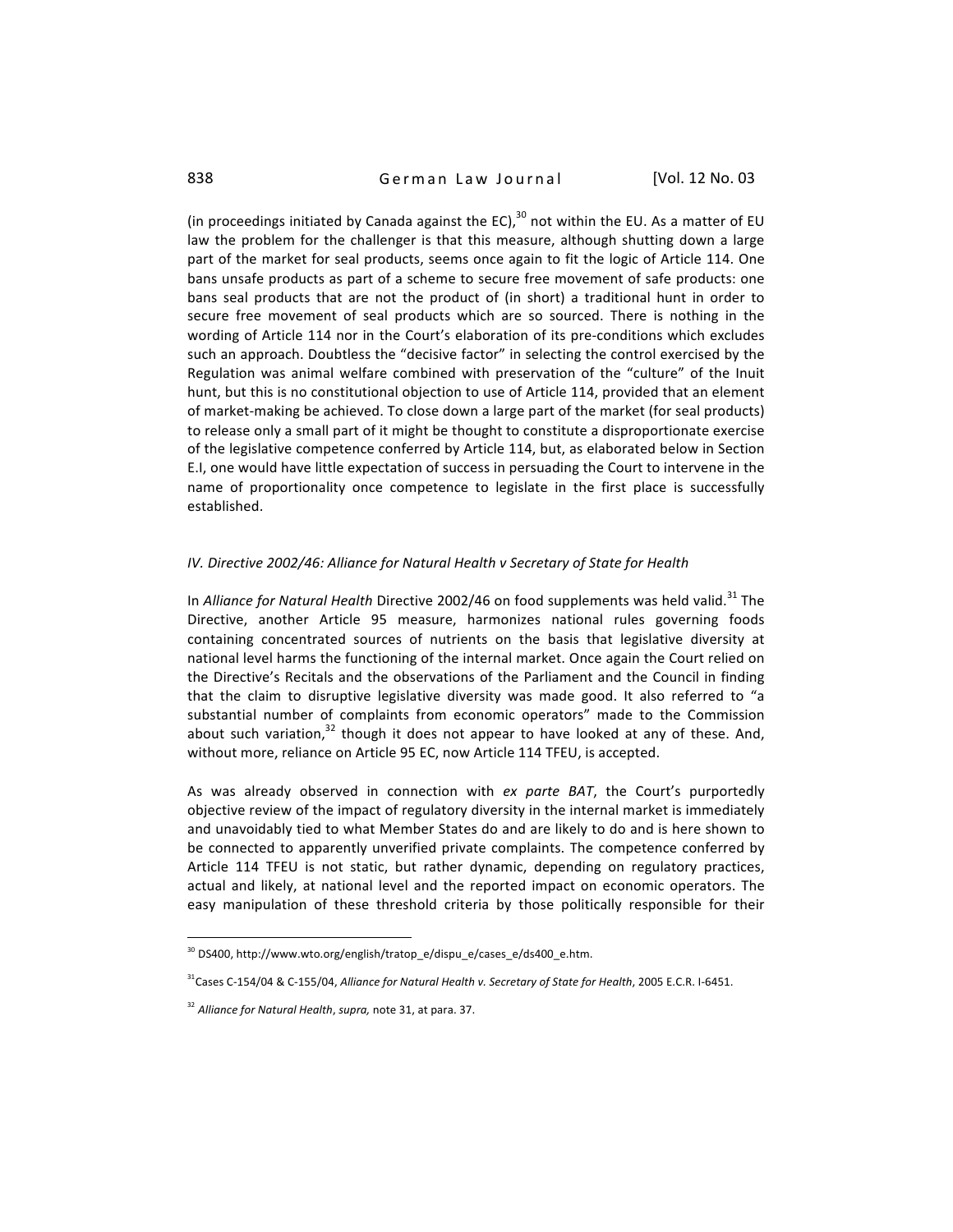(in proceedings initiated by Canada against the EC),[30] not within the EU. As a matter of EU law the problem for the challenger is that this measure, although shutting down a large part of the market for seal products, seems once again to fit the logic of Article 114. One bans unsafe products as part of a scheme to secure free movement of safe products: one bans seal products that are not the product of (in short) a traditional hunt in order to secure free movement of seal products which are so sourced. There is nothing in the wording of Article 114 nor in the Court's elaboration of its pre-conditions which excludes such an approach. Doubtless the "decisive factor" in selecting the control exercised by the Regulation was animal welfare combined with preservation of the "culture" of the Inuit hunt, but this is no constitutional objection to use of Article 114, provided that an element of market-making be achieved. To close down a large part of the market (for seal products) to release only a small part of it might be thought to constitute a disproportionate exercise of the legislative competence conferred by Article 114, but, as elaborated below in Section E.I, one would have little expectation of success in persuading the Court to intervene in the name of proportionality once competence to legislate in the first place is successfully established.

### *IV. Directive 2002/46: Alliance for Natural Health v Secretary of State for Health*

In *Alliance for Natural Health* Directive 2002/46 on food supplements was held valid.[31] The Directive, another Article 95 measure, harmonizes national rules governing foods containing concentrated sources of nutrients on the basis that legislative diversity at national level harms the functioning of the internal market. Once again the Court relied on the Directive's Recitals and the observations of the Parliament and the Council in finding that the claim to disruptive legislative diversity was made good. It also referred to "a substantial number of complaints from economic operators" made to the Commission about such variation,[32] though it does not appear to have looked at any of these. And, without more, reliance on Article 95 EC, now Article 114 TFEU, is accepted.

As was already observed in connection with *ex parte BAT*, the Court's purportedly objective review of the impact of regulatory diversity in the internal market is immediately and unavoidably tied to what Member States do and are likely to do and is here shown to be connected to apparently unverified private complaints. The competence conferred by Article 114 TFEU is not static, but rather dynamic, depending on regulatory practices, actual and likely, at national level and the reported impact on economic operators. The easy manipulation of these threshold criteria by those politically responsible for their

---

[30] DS400, http://www.wto.org/english/tratop_e/dispu_e/cases_e/ds400_e.htm.

[31] Cases C-154/04 & C-155/04, *Alliance for Natural Health v. Secretary of State for Health*, 2005 E.C.R. I-6451.

[32] *Alliance for Natural Health*, *supra,* note 31, at para. 37.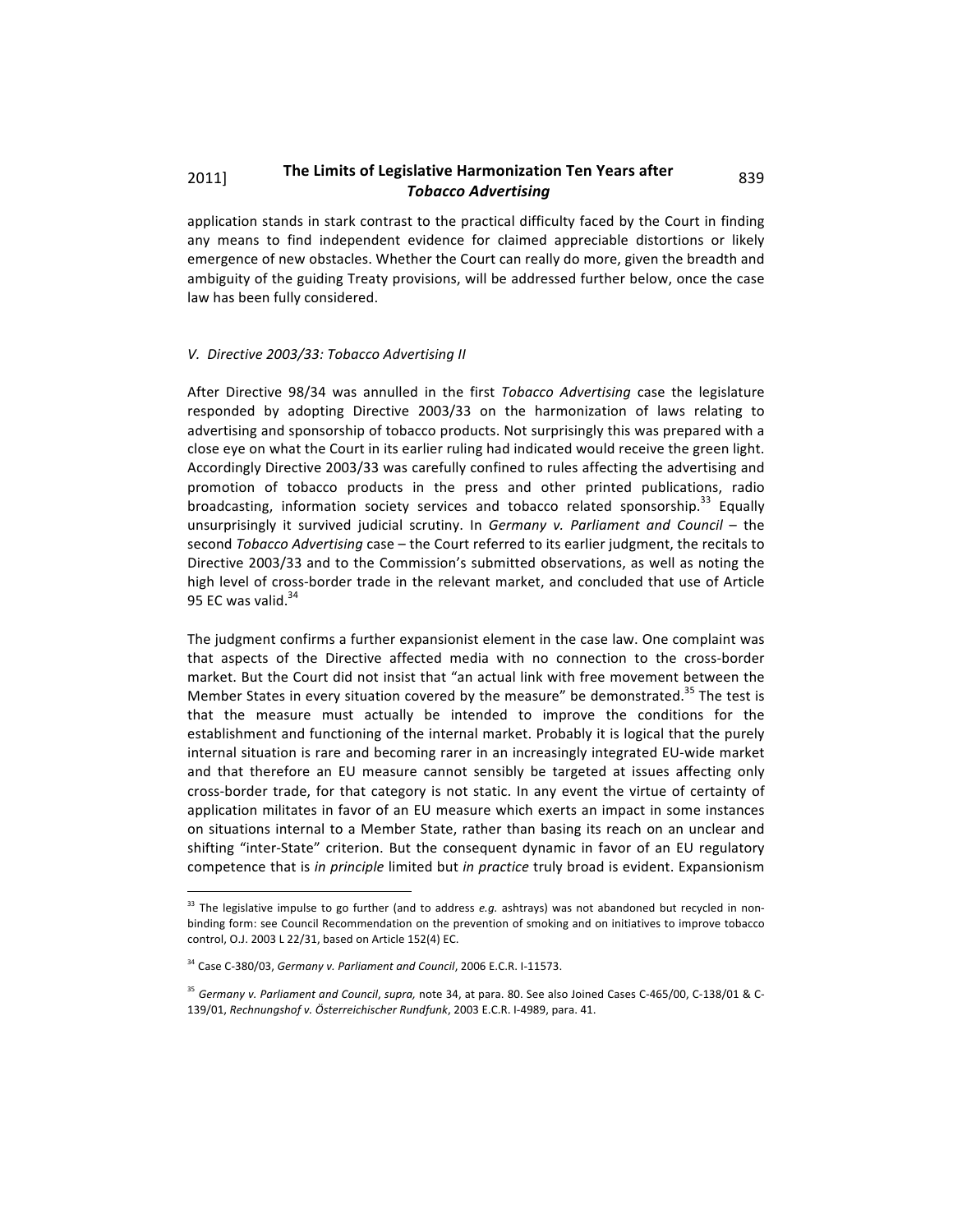application stands in stark contrast to the practical difficulty faced by the Court in finding any means to find independent evidence for claimed appreciable distortions or likely emergence of new obstacles. Whether the Court can really do more, given the breadth and ambiguity of the guiding Treaty provisions, will be addressed further below, once the case law has been fully considered.

### *V. Directive 2003/33: Tobacco Advertising II*

After Directive 98/34 was annulled in the first *Tobacco Advertising* case the legislature responded by adopting Directive 2003/33 on the harmonization of laws relating to advertising and sponsorship of tobacco products. Not surprisingly this was prepared with a close eye on what the Court in its earlier ruling had indicated would receive the green light. Accordingly Directive 2003/33 was carefully confined to rules affecting the advertising and promotion of tobacco products in the press and other printed publications, radio broadcasting, information society services and tobacco related sponsorship.[33] Equally unsurprisingly it survived judicial scrutiny. In *Germany v. Parliament and Council* – the second *Tobacco Advertising* case – the Court referred to its earlier judgment, the recitals to Directive 2003/33 and to the Commission's submitted observations, as well as noting the high level of cross-border trade in the relevant market, and concluded that use of Article 95 EC was valid.[34]

The judgment confirms a further expansionist element in the case law. One complaint was that aspects of the Directive affected media with no connection to the cross-border market. But the Court did not insist that "an actual link with free movement between the Member States in every situation covered by the measure" be demonstrated.[35] The test is that the measure must actually be intended to improve the conditions for the establishment and functioning of the internal market. Probably it is logical that the purely internal situation is rare and becoming rarer in an increasingly integrated EU-wide market and that therefore an EU measure cannot sensibly be targeted at issues affecting only cross-border trade, for that category is not static. In any event the virtue of certainty of application militates in favor of an EU measure which exerts an impact in some instances on situations internal to a Member State, rather than basing its reach on an unclear and shifting "inter-State" criterion. But the consequent dynamic in favor of an EU regulatory competence that is *in principle* limited but *in practice* truly broad is evident. Expansionism

---

[33] The legislative impulse to go further (and to address *e.g.* ashtrays) was not abandoned but recycled in non-binding form: see Council Recommendation on the prevention of smoking and on initiatives to improve tobacco control, O.J. 2003 L 22/31, based on Article 152(4) EC.

[34] Case C-380/03, *Germany v. Parliament and Council*, 2006 E.C.R. I-11573.

[35] *Germany v. Parliament and Council*, *supra,* note 34, at para. 80. See also Joined Cases C-465/00, C-138/01 & C-139/01, *Rechnungshof v. Österreichischer Rundfunk*, 2003 E.C.R. I-4989, para. 41.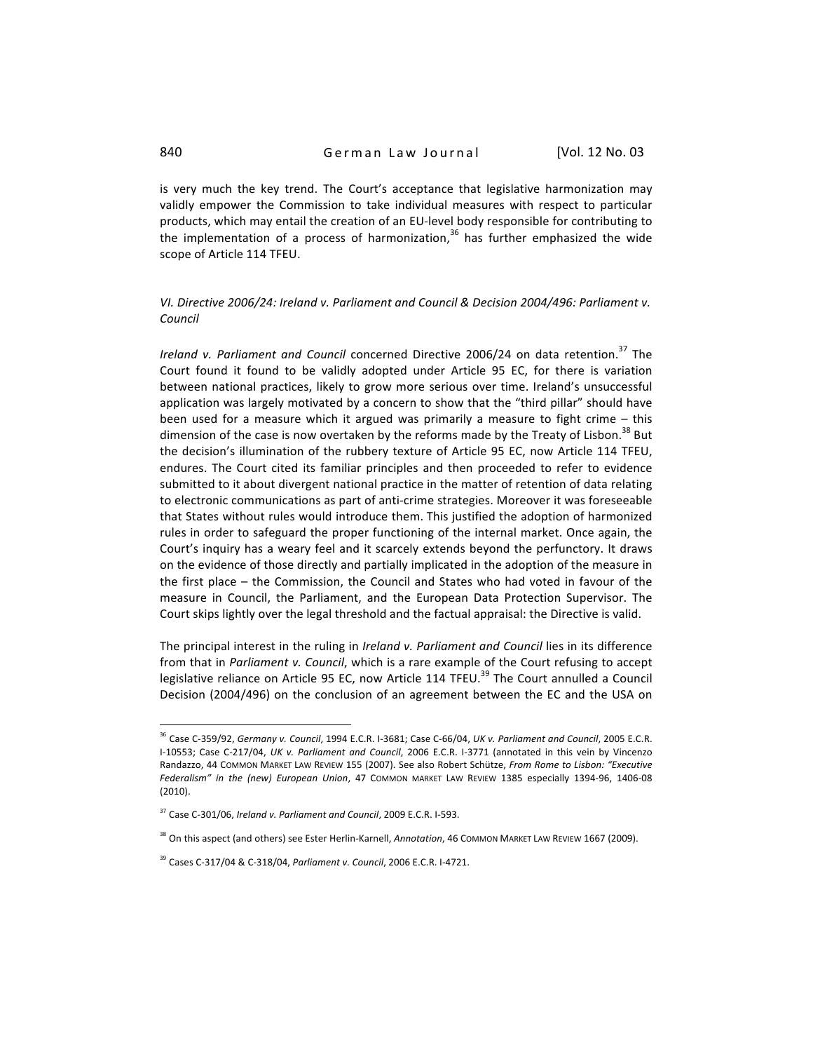is very much the key trend. The Court's acceptance that legislative harmonization may validly empower the Commission to take individual measures with respect to particular products, which may entail the creation of an EU-level body responsible for contributing to the implementation of a process of harmonization,[36] has further emphasized the wide scope of Article 114 TFEU.

### *VI. Directive 2006/24: Ireland v. Parliament and Council & Decision 2004/496: Parliament v. Council*

*Ireland v. Parliament and Council* concerned Directive 2006/24 on data retention.[37] The Court found it found to be validly adopted under Article 95 EC, for there is variation between national practices, likely to grow more serious over time. Ireland's unsuccessful application was largely motivated by a concern to show that the "third pillar" should have been used for a measure which it argued was primarily a measure to fight crime – this dimension of the case is now overtaken by the reforms made by the Treaty of Lisbon.[38] But the decision's illumination of the rubbery texture of Article 95 EC, now Article 114 TFEU, endures. The Court cited its familiar principles and then proceeded to refer to evidence submitted to it about divergent national practice in the matter of retention of data relating to electronic communications as part of anti-crime strategies. Moreover it was foreseeable that States without rules would introduce them. This justified the adoption of harmonized rules in order to safeguard the proper functioning of the internal market. Once again, the Court's inquiry has a weary feel and it scarcely extends beyond the perfunctory. It draws on the evidence of those directly and partially implicated in the adoption of the measure in the first place – the Commission, the Council and States who had voted in favour of the measure in Council, the Parliament, and the European Data Protection Supervisor. The Court skips lightly over the legal threshold and the factual appraisal: the Directive is valid.

The principal interest in the ruling in *Ireland v. Parliament and Council* lies in its difference from that in *Parliament v. Council*, which is a rare example of the Court refusing to accept legislative reliance on Article 95 EC, now Article 114 TFEU.[39] The Court annulled a Council Decision (2004/496) on the conclusion of an agreement between the EC and the USA on

---

[36] Case C-359/92, *Germany v. Council*, 1994 E.C.R. I-3681; Case C-66/04, *UK v. Parliament and Council*, 2005 E.C.R. I-10553; Case C-217/04, *UK v. Parliament and Council*, 2006 E.C.R. I-3771 (annotated in this vein by Vincenzo Randazzo, 44 COMMON MARKET LAW REVIEW 155 (2007). See also Robert Schütze, *From Rome to Lisbon: "Executive Federalism" in the (new) European Union*, 47 COMMON MARKET LAW REVIEW 1385 especially 1394-96, 1406-08 (2010).

[37] Case C-301/06, *Ireland v. Parliament and Council*, 2009 E.C.R. I-593.

[38] On this aspect (and others) see Ester Herlin-Karnell, *Annotation*, 46 COMMON MARKET LAW REVIEW 1667 (2009).

[39] Cases C-317/04 & C-318/04, *Parliament v. Council*, 2006 E.C.R. I-4721.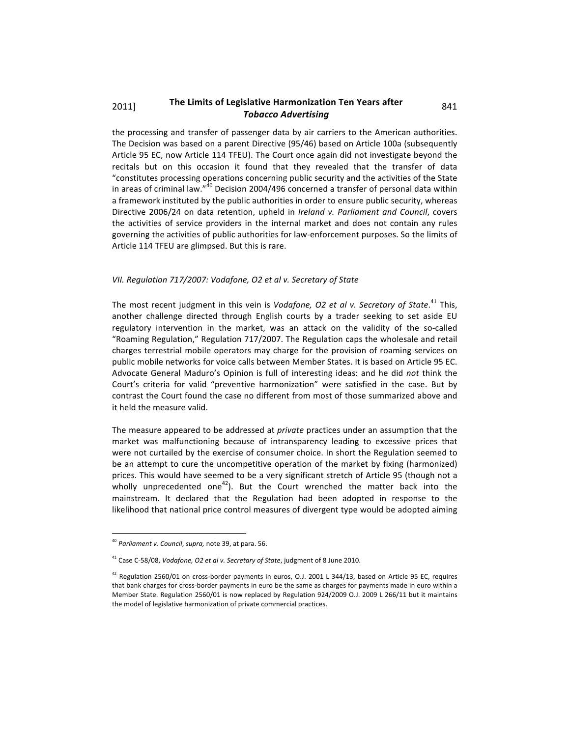the processing and transfer of passenger data by air carriers to the American authorities. The Decision was based on a parent Directive (95/46) based on Article 100a (subsequently Article 95 EC, now Article 114 TFEU). The Court once again did not investigate beyond the recitals but on this occasion it found that they revealed that the transfer of data "constitutes processing operations concerning public security and the activities of the State in areas of criminal law."[40] Decision 2004/496 concerned a transfer of personal data within a framework instituted by the public authorities in order to ensure public security, whereas Directive 2006/24 on data retention, upheld in *Ireland v. Parliament and Council*, covers the activities of service providers in the internal market and does not contain any rules governing the activities of public authorities for law-enforcement purposes. So the limits of Article 114 TFEU are glimpsed. But this is rare.

### *VII. Regulation 717/2007: Vodafone, O2 et al v. Secretary of State*

The most recent judgment in this vein is *Vodafone, O2 et al v. Secretary of State*.[41] This, another challenge directed through English courts by a trader seeking to set aside EU regulatory intervention in the market, was an attack on the validity of the so-called "Roaming Regulation," Regulation 717/2007. The Regulation caps the wholesale and retail charges terrestrial mobile operators may charge for the provision of roaming services on public mobile networks for voice calls between Member States. It is based on Article 95 EC. Advocate General Maduro's Opinion is full of interesting ideas: and he did *not* think the Court's criteria for valid "preventive harmonization" were satisfied in the case. But by contrast the Court found the case no different from most of those summarized above and it held the measure valid.

The measure appeared to be addressed at *private* practices under an assumption that the market was malfunctioning because of intransparency leading to excessive prices that were not curtailed by the exercise of consumer choice. In short the Regulation seemed to be an attempt to cure the uncompetitive operation of the market by fixing (harmonized) prices. This would have seemed to be a very significant stretch of Article 95 (though not a wholly unprecedented one[42]). But the Court wrenched the matter back into the mainstream. It declared that the Regulation had been adopted in response to the likelihood that national price control measures of divergent type would be adopted aiming

---

[40] *Parliament v. Council*, *supra,* note 39, at para. 56.

[41] Case C-58/08, *Vodafone, O2 et al v. Secretary of State*, judgment of 8 June 2010.

[42] Regulation 2560/01 on cross-border payments in euros, O.J. 2001 L 344/13, based on Article 95 EC, requires that bank charges for cross-border payments in euro be the same as charges for payments made in euro within a Member State. Regulation 2560/01 is now replaced by Regulation 924/2009 O.J. 2009 L 266/11 but it maintains the model of legislative harmonization of private commercial practices.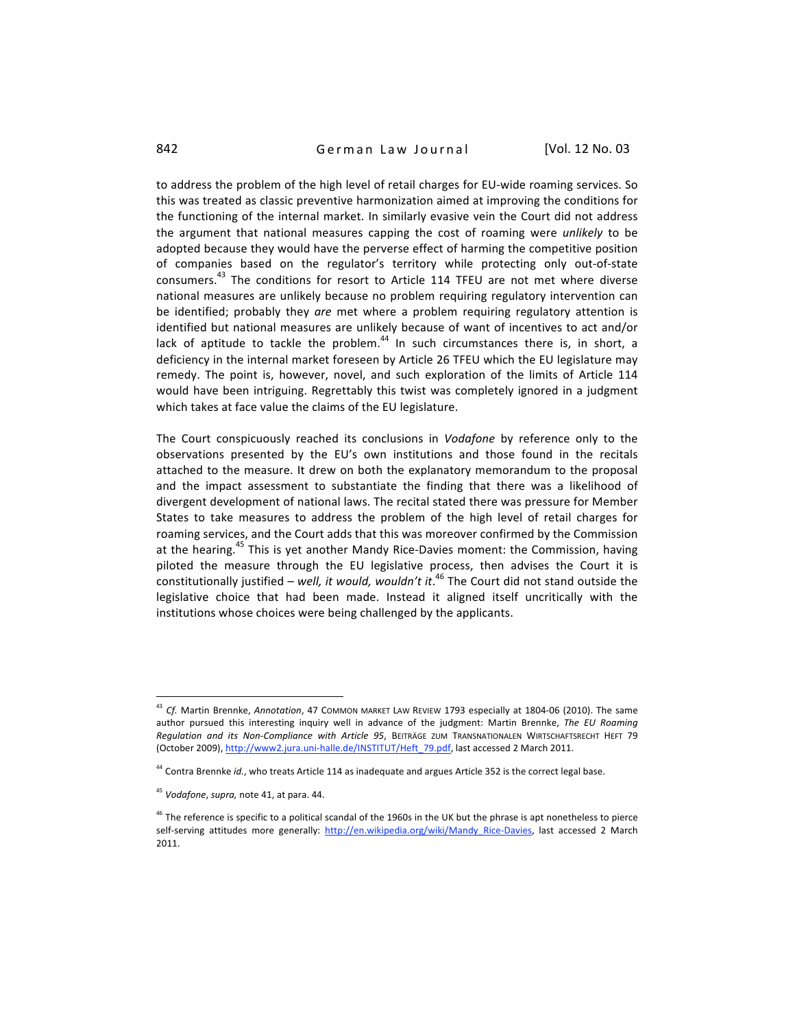to address the problem of the high level of retail charges for EU-wide roaming services. So this was treated as classic preventive harmonization aimed at improving the conditions for the functioning of the internal market. In similarly evasive vein the Court did not address the argument that national measures capping the cost of roaming were *unlikely* to be adopted because they would have the perverse effect of harming the competitive position of companies based on the regulator's territory while protecting only out-of-state consumers.[43] The conditions for resort to Article 114 TFEU are not met where diverse national measures are unlikely because no problem requiring regulatory intervention can be identified; probably they *are* met where a problem requiring regulatory attention is identified but national measures are unlikely because of want of incentives to act and/or lack of aptitude to tackle the problem.[44] In such circumstances there is, in short, a deficiency in the internal market foreseen by Article 26 TFEU which the EU legislature may remedy. The point is, however, novel, and such exploration of the limits of Article 114 would have been intriguing. Regrettably this twist was completely ignored in a judgment which takes at face value the claims of the EU legislature.

The Court conspicuously reached its conclusions in *Vodafone* by reference only to the observations presented by the EU's own institutions and those found in the recitals attached to the measure. It drew on both the explanatory memorandum to the proposal and the impact assessment to substantiate the finding that there was a likelihood of divergent development of national laws. The recital stated there was pressure for Member States to take measures to address the problem of the high level of retail charges for roaming services, and the Court adds that this was moreover confirmed by the Commission at the hearing.[45] This is yet another Mandy Rice-Davies moment: the Commission, having piloted the measure through the EU legislative process, then advises the Court it is constitutionally justified – *well, it would, wouldn't it*.[46] The Court did not stand outside the legislative choice that had been made. Instead it aligned itself uncritically with the institutions whose choices were being challenged by the applicants.

---

[43] *Cf.* Martin Brennke, *Annotation*, 47 COMMON MARKET LAW REVIEW 1793 especially at 1804-06 (2010). The same author pursued this interesting inquiry well in advance of the judgment: Martin Brennke, *The EU Roaming Regulation and its Non-Compliance with Article 95*, BEITRÄGE ZUM TRANSNATIONALEN WIRTSCHAFTSRECHT HEFT 79 (October 2009), http://www2.jura.uni-halle.de/INSTITUT/Heft_79.pdf, last accessed 2 March 2011.

[44] Contra Brennke *id.*, who treats Article 114 as inadequate and argues Article 352 is the correct legal base.

[45] *Vodafone*, *supra,* note 41, at para. 44.

[46] The reference is specific to a political scandal of the 1960s in the UK but the phrase is apt nonetheless to pierce self-serving attitudes more generally: http://en.wikipedia.org/wiki/Mandy_Rice-Davies, last accessed 2 March 2011.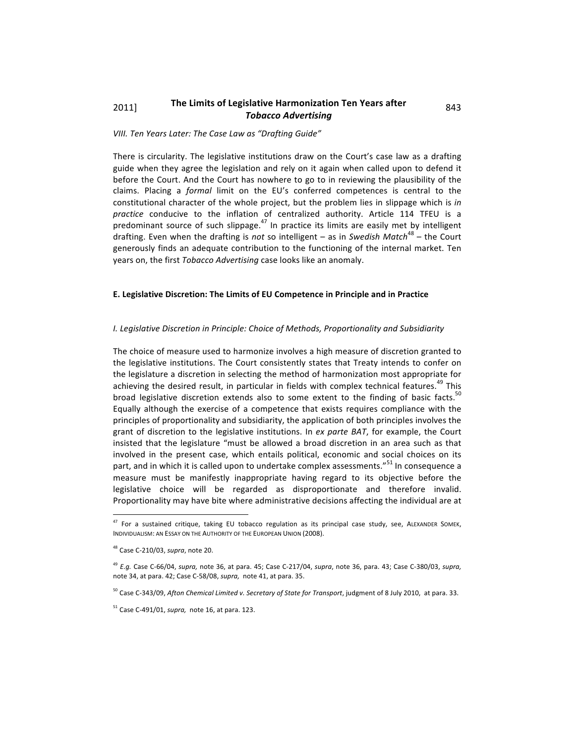*VIII. Ten Years Later: The Case Law as "Drafting Guide"*

There is circularity. The legislative institutions draw on the Court's case law as a drafting guide when they agree the legislation and rely on it again when called upon to defend it before the Court. And the Court has nowhere to go to in reviewing the plausibility of the claims. Placing a *formal* limit on the EU's conferred competences is central to the constitutional character of the whole project, but the problem lies in slippage which is *in practice* conducive to the inflation of centralized authority. Article 114 TFEU is a predominant source of such slippage.[47] In practice its limits are easily met by intelligent drafting. Even when the drafting is *not* so intelligent – as in *Swedish Match*[48] – the Court generously finds an adequate contribution to the functioning of the internal market. Ten years on, the first *Tobacco Advertising* case looks like an anomaly.

## E. Legislative Discretion: The Limits of EU Competence in Principle and in Practice

### *I. Legislative Discretion in Principle: Choice of Methods, Proportionality and Subsidiarity*

The choice of measure used to harmonize involves a high measure of discretion granted to the legislative institutions. The Court consistently states that Treaty intends to confer on the legislature a discretion in selecting the method of harmonization most appropriate for achieving the desired result, in particular in fields with complex technical features.[49] This broad legislative discretion extends also to some extent to the finding of basic facts.[50] Equally although the exercise of a competence that exists requires compliance with the principles of proportionality and subsidiarity, the application of both principles involves the grant of discretion to the legislative institutions. In *ex parte BAT*, for example, the Court insisted that the legislature "must be allowed a broad discretion in an area such as that involved in the present case, which entails political, economic and social choices on its part, and in which it is called upon to undertake complex assessments."[51] In consequence a measure must be manifestly inappropriate having regard to its objective before the legislative choice will be regarded as disproportionate and therefore invalid. Proportionality may have bite where administrative decisions affecting the individual are at

---

[47] For a sustained critique, taking EU tobacco regulation as its principal case study, see, ALEXANDER SOMEK, INDIVIDUALISM: AN ESSAY ON THE AUTHORITY OF THE EUROPEAN UNION (2008).

[48] Case C-210/03, *supra*, note 20.

[49] *E.g.* Case C-66/04, *supra,* note 36, at para. 45; Case C-217/04, *supra*, note 36, para. 43; Case C-380/03, *supra,* note 34, at para. 42; Case C-58/08, *supra,* note 41, at para. 35.

[50] Case C-343/09, *Afton Chemical Limited v. Secretary of State for Transport*, judgment of 8 July 2010, at para. 33.

[51] Case C-491/01, *supra,* note 16, at para. 123.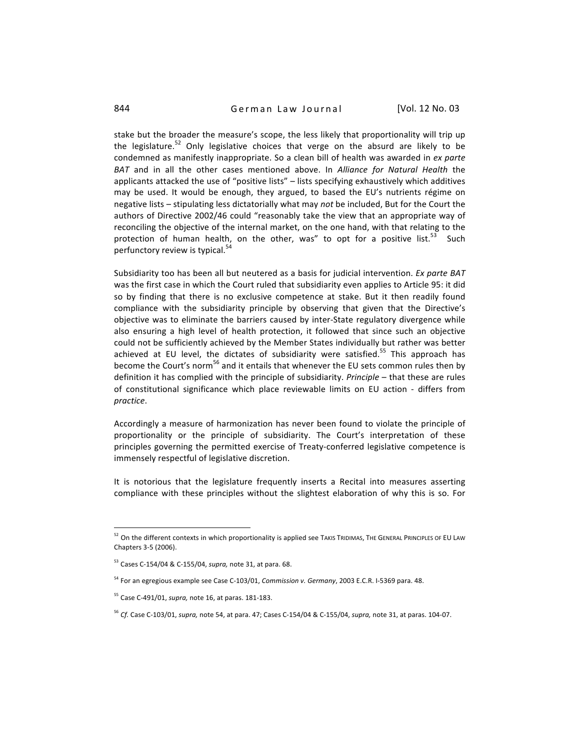stake but the broader the measure's scope, the less likely that proportionality will trip up the legislature.[52] Only legislative choices that verge on the absurd are likely to be condemned as manifestly inappropriate. So a clean bill of health was awarded in *ex parte BAT* and in all the other cases mentioned above. In *Alliance for Natural Health* the applicants attacked the use of "positive lists" – lists specifying exhaustively which additives may be used. It would be enough, they argued, to based the EU's nutrients régime on negative lists – stipulating less dictatorially what may *not* be included, But for the Court the authors of Directive 2002/46 could "reasonably take the view that an appropriate way of reconciling the objective of the internal market, on the one hand, with that relating to the protection of human health, on the other, was" to opt for a positive list.[53] Such perfunctory review is typical.[54]

Subsidiarity too has been all but neutered as a basis for judicial intervention. *Ex parte BAT* was the first case in which the Court ruled that subsidiarity even applies to Article 95: it did so by finding that there is no exclusive competence at stake. But it then readily found compliance with the subsidiarity principle by observing that given that the Directive's objective was to eliminate the barriers caused by inter-State regulatory divergence while also ensuring a high level of health protection, it followed that since such an objective could not be sufficiently achieved by the Member States individually but rather was better achieved at EU level, the dictates of subsidiarity were satisfied.[55] This approach has become the Court's norm[56] and it entails that whenever the EU sets common rules then by definition it has complied with the principle of subsidiarity. *Principle* – that these are rules of constitutional significance which place reviewable limits on EU action - differs from *practice*.

Accordingly a measure of harmonization has never been found to violate the principle of proportionality or the principle of subsidiarity. The Court's interpretation of these principles governing the permitted exercise of Treaty-conferred legislative competence is immensely respectful of legislative discretion.

It is notorious that the legislature frequently inserts a Recital into measures asserting compliance with these principles without the slightest elaboration of why this is so. For

---

[52] On the different contexts in which proportionality is applied see TAKIS TRIDIMAS, THE GENERAL PRINCIPLES OF EU LAW Chapters 3-5 (2006).

[53] Cases C-154/04 & C-155/04, *supra,* note 31, at para. 68.

[54] For an egregious example see Case C-103/01, *Commission v. Germany*, 2003 E.C.R. I-5369 para. 48.

[55] Case C-491/01, *supra,* note 16, at paras. 181-183.

[56] *Cf.* Case C-103/01, *supra,* note 54, at para. 47; Cases C-154/04 & C-155/04, *supra,* note 31, at paras. 104-07.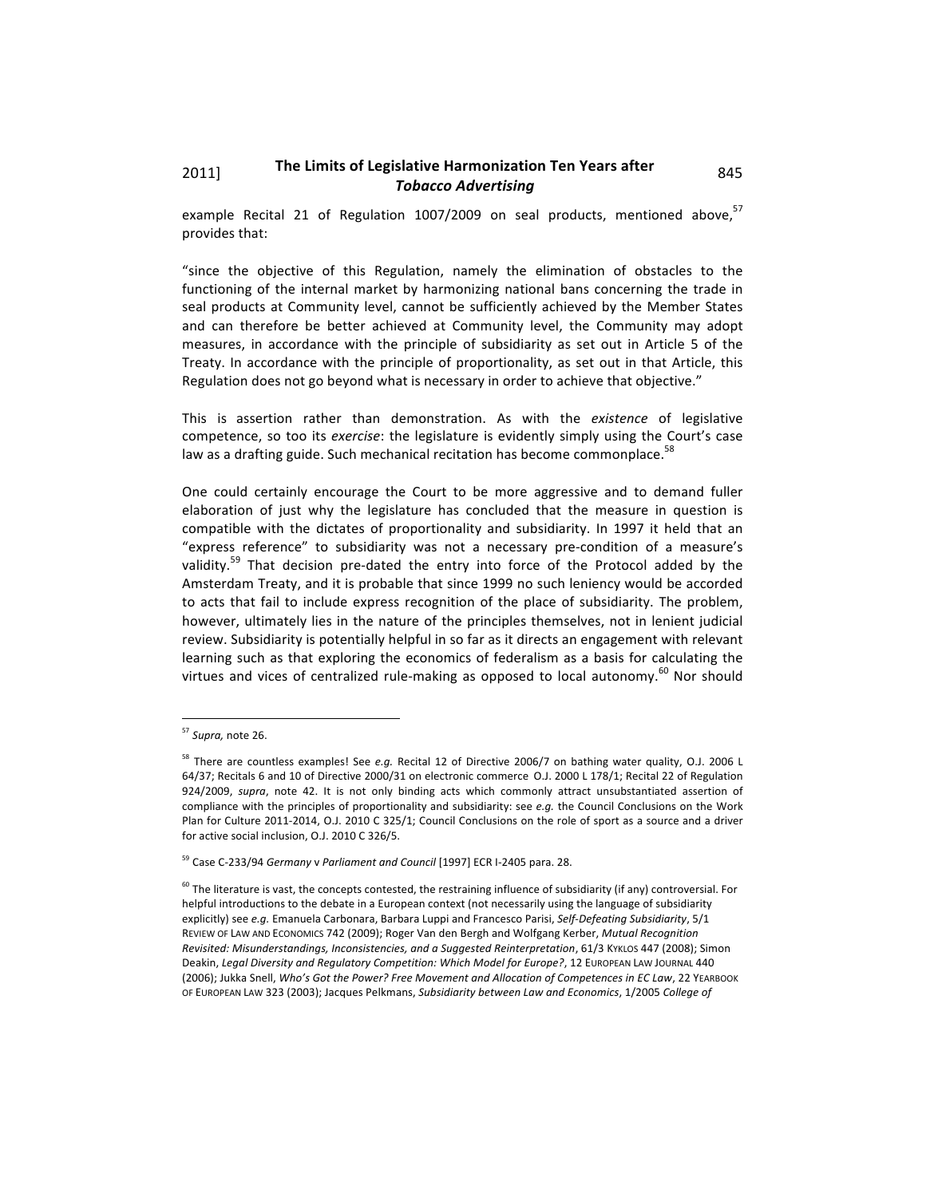example Recital 21 of Regulation 1007/2009 on seal products, mentioned above,[57] provides that:

"since the objective of this Regulation, namely the elimination of obstacles to the functioning of the internal market by harmonizing national bans concerning the trade in seal products at Community level, cannot be sufficiently achieved by the Member States and can therefore be better achieved at Community level, the Community may adopt measures, in accordance with the principle of subsidiarity as set out in Article 5 of the Treaty. In accordance with the principle of proportionality, as set out in that Article, this Regulation does not go beyond what is necessary in order to achieve that objective."

This is assertion rather than demonstration. As with the *existence* of legislative competence, so too its *exercise*: the legislature is evidently simply using the Court's case law as a drafting guide. Such mechanical recitation has become commonplace.[58]

One could certainly encourage the Court to be more aggressive and to demand fuller elaboration of just why the legislature has concluded that the measure in question is compatible with the dictates of proportionality and subsidiarity. In 1997 it held that an "express reference" to subsidiarity was not a necessary pre-condition of a measure's validity.[59] That decision pre-dated the entry into force of the Protocol added by the Amsterdam Treaty, and it is probable that since 1999 no such leniency would be accorded to acts that fail to include express recognition of the place of subsidiarity. The problem, however, ultimately lies in the nature of the principles themselves, not in lenient judicial review. Subsidiarity is potentially helpful in so far as it directs an engagement with relevant learning such as that exploring the economics of federalism as a basis for calculating the virtues and vices of centralized rule-making as opposed to local autonomy.[60] Nor should

---

[57] *Supra,* note 26.

[58] There are countless examples! See *e.g.* Recital 12 of Directive 2006/7 on bathing water quality, O.J. 2006 L 64/37; Recitals 6 and 10 of Directive 2000/31 on electronic commerce O.J. 2000 L 178/1; Recital 22 of Regulation 924/2009, *supra*, note 42. It is not only binding acts which commonly attract unsubstantiated assertion of compliance with the principles of proportionality and subsidiarity: see *e.g.* the Council Conclusions on the Work Plan for Culture 2011-2014, O.J. 2010 C 325/1; Council Conclusions on the role of sport as a source and a driver for active social inclusion, O.J. 2010 C 326/5.

[59] Case C-233/94 *Germany* v *Parliament and Council* [1997] ECR I-2405 para. 28.

[60] The literature is vast, the concepts contested, the restraining influence of subsidiarity (if any) controversial. For helpful introductions to the debate in a European context (not necessarily using the language of subsidiarity explicitly) see *e.g.* Emanuela Carbonara, Barbara Luppi and Francesco Parisi, *Self-Defeating Subsidiarity*, 5/1 REVIEW OF LAW AND ECONOMICS 742 (2009); Roger Van den Bergh and Wolfgang Kerber, *Mutual Recognition Revisited: Misunderstandings, Inconsistencies, and a Suggested Reinterpretation*, 61/3 KYKLOS 447 (2008); Simon Deakin, *Legal Diversity and Regulatory Competition: Which Model for Europe?*, 12 EUROPEAN LAW JOURNAL 440 (2006); Jukka Snell, *Who's Got the Power? Free Movement and Allocation of Competences in EC Law*, 22 YEARBOOK OF EUROPEAN LAW 323 (2003); Jacques Pelkmans, *Subsidiarity between Law and Economics*, 1/2005 *College of*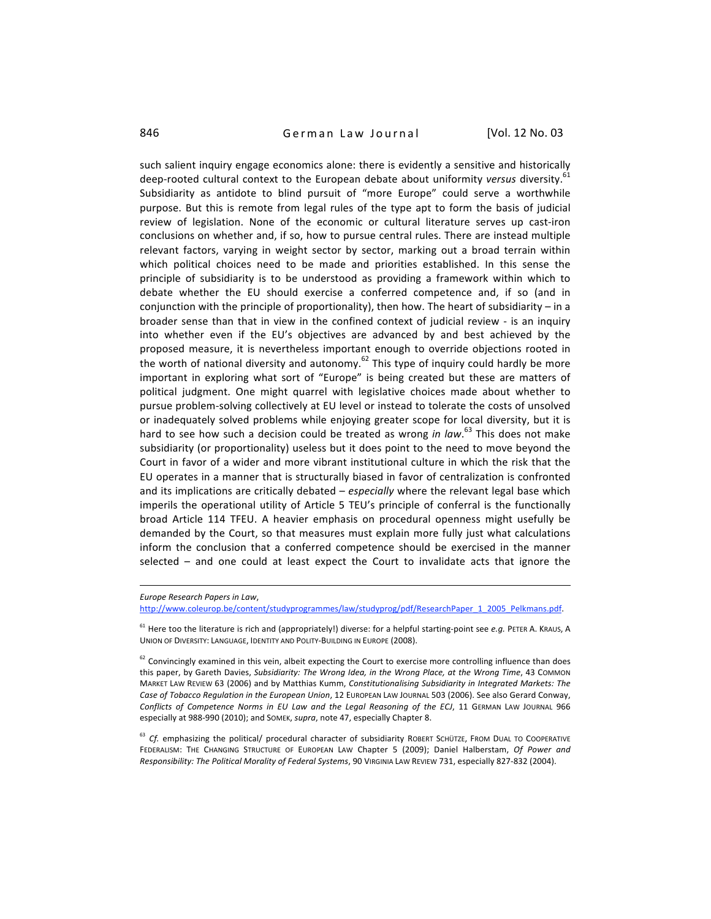such salient inquiry engage economics alone: there is evidently a sensitive and historically deep-rooted cultural context to the European debate about uniformity *versus* diversity.[61] Subsidiarity as antidote to blind pursuit of "more Europe" could serve a worthwhile purpose. But this is remote from legal rules of the type apt to form the basis of judicial review of legislation. None of the economic or cultural literature serves up cast-iron conclusions on whether and, if so, how to pursue central rules. There are instead multiple relevant factors, varying in weight sector by sector, marking out a broad terrain within which political choices need to be made and priorities established. In this sense the principle of subsidiarity is to be understood as providing a framework within which to debate whether the EU should exercise a conferred competence and, if so (and in conjunction with the principle of proportionality), then how. The heart of subsidiarity – in a broader sense than that in view in the confined context of judicial review - is an inquiry into whether even if the EU's objectives are advanced by and best achieved by the proposed measure, it is nevertheless important enough to override objections rooted in the worth of national diversity and autonomy.[62] This type of inquiry could hardly be more important in exploring what sort of "Europe" is being created but these are matters of political judgment. One might quarrel with legislative choices made about whether to pursue problem-solving collectively at EU level or instead to tolerate the costs of unsolved or inadequately solved problems while enjoying greater scope for local diversity, but it is hard to see how such a decision could be treated as wrong *in law*.[63] This does not make subsidiarity (or proportionality) useless but it does point to the need to move beyond the Court in favor of a wider and more vibrant institutional culture in which the risk that the EU operates in a manner that is structurally biased in favor of centralization is confronted and its implications are critically debated – *especially* where the relevant legal base which imperils the operational utility of Article 5 TEU's principle of conferral is the functionally broad Article 114 TFEU. A heavier emphasis on procedural openness might usefully be demanded by the Court, so that measures must explain more fully just what calculations inform the conclusion that a conferred competence should be exercised in the manner selected – and one could at least expect the Court to invalidate acts that ignore the

---

*Europe Research Papers in Law*, http://www.coleurop.be/content/studyprogrammes/law/studyprog/pdf/ResearchPaper_1_2005_Pelkmans.pdf.

[61] Here too the literature is rich and (appropriately!) diverse: for a helpful starting-point see *e.g.* PETER A. KRAUS, A UNION OF DIVERSITY: LANGUAGE, IDENTITY AND POLITY-BUILDING IN EUROPE (2008).

[62] Convincingly examined in this vein, albeit expecting the Court to exercise more controlling influence than does this paper, by Gareth Davies, *Subsidiarity: The Wrong Idea, in the Wrong Place, at the Wrong Time*, 43 COMMON MARKET LAW REVIEW 63 (2006) and by Matthias Kumm, *Constitutionalising Subsidiarity in Integrated Markets: The Case of Tobacco Regulation in the European Union*, 12 EUROPEAN LAW JOURNAL 503 (2006). See also Gerard Conway, *Conflicts of Competence Norms in EU Law and the Legal Reasoning of the ECJ*, 11 GERMAN LAW JOURNAL 966 especially at 988-990 (2010); and SOMEK, *supra*, note 47, especially Chapter 8.

[63] *Cf.* emphasizing the political/ procedural character of subsidiarity ROBERT SCHÜTZE, FROM DUAL TO COOPERATIVE FEDERALISM: THE CHANGING STRUCTURE OF EUROPEAN LAW Chapter 5 (2009); Daniel Halberstam, *Of Power and Responsibility: The Political Morality of Federal Systems*, 90 VIRGINIA LAW REVIEW 731, especially 827-832 (2004).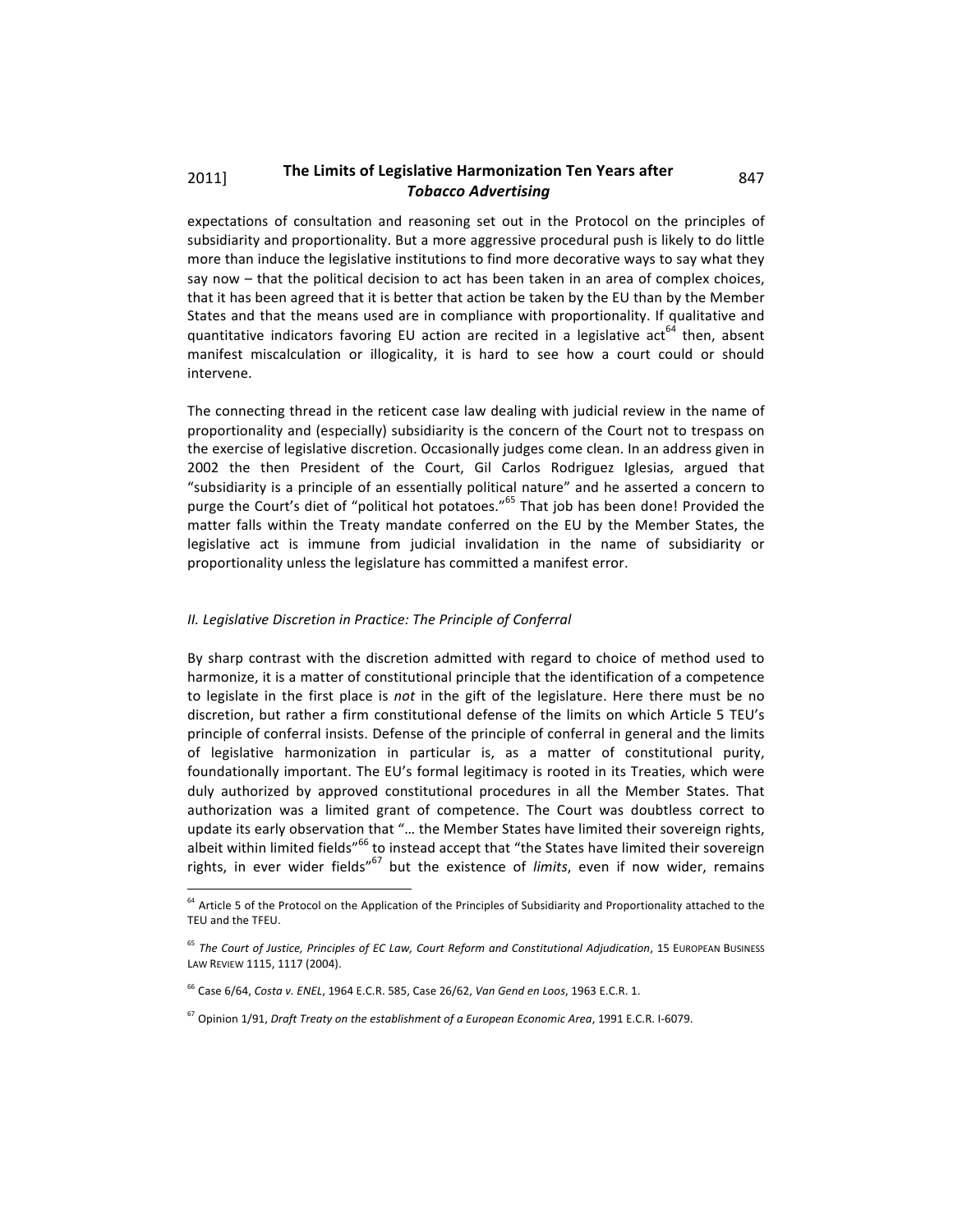expectations of consultation and reasoning set out in the Protocol on the principles of subsidiarity and proportionality. But a more aggressive procedural push is likely to do little more than induce the legislative institutions to find more decorative ways to say what they say now – that the political decision to act has been taken in an area of complex choices, that it has been agreed that it is better that action be taken by the EU than by the Member States and that the means used are in compliance with proportionality. If qualitative and quantitative indicators favoring EU action are recited in a legislative act[64] then, absent manifest miscalculation or illogicality, it is hard to see how a court could or should intervene.

The connecting thread in the reticent case law dealing with judicial review in the name of proportionality and (especially) subsidiarity is the concern of the Court not to trespass on the exercise of legislative discretion. Occasionally judges come clean. In an address given in 2002 the then President of the Court, Gil Carlos Rodriguez Iglesias, argued that "subsidiarity is a principle of an essentially political nature" and he asserted a concern to purge the Court's diet of "political hot potatoes."[65] That job has been done! Provided the matter falls within the Treaty mandate conferred on the EU by the Member States, the legislative act is immune from judicial invalidation in the name of subsidiarity or proportionality unless the legislature has committed a manifest error.

*II. Legislative Discretion in Practice: The Principle of Conferral*

By sharp contrast with the discretion admitted with regard to choice of method used to harmonize, it is a matter of constitutional principle that the identification of a competence to legislate in the first place is *not* in the gift of the legislature. Here there must be no discretion, but rather a firm constitutional defense of the limits on which Article 5 TEU's principle of conferral insists. Defense of the principle of conferral in general and the limits of legislative harmonization in particular is, as a matter of constitutional purity, foundationally important. The EU's formal legitimacy is rooted in its Treaties, which were duly authorized by approved constitutional procedures in all the Member States. That authorization was a limited grant of competence. The Court was doubtless correct to update its early observation that "… the Member States have limited their sovereign rights, albeit within limited fields"[66] to instead accept that "the States have limited their sovereign rights, in ever wider fields"[67] but the existence of *limits*, even if now wider, remains

---

[64] Article 5 of the Protocol on the Application of the Principles of Subsidiarity and Proportionality attached to the TEU and the TFEU.

[65] *The Court of Justice, Principles of EC Law, Court Reform and Constitutional Adjudication*, 15 EUROPEAN BUSINESS LAW REVIEW 1115, 1117 (2004).

[66] Case 6/64, *Costa v. ENEL*, 1964 E.C.R. 585, Case 26/62, *Van Gend en Loos*, 1963 E.C.R. 1.

[67] Opinion 1/91, *Draft Treaty on the establishment of a European Economic Area*, 1991 E.C.R. I-6079.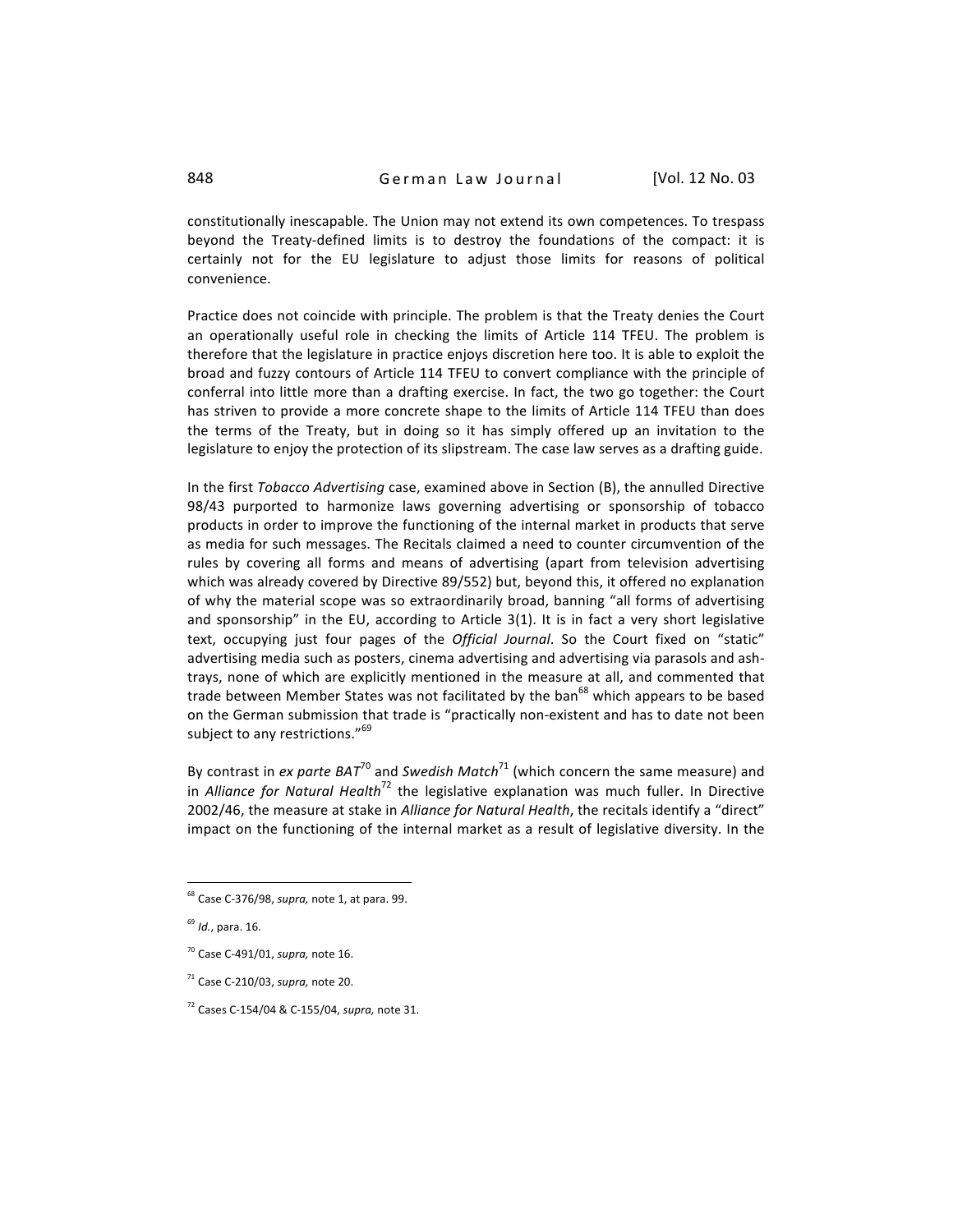constitutionally inescapable. The Union may not extend its own competences. To trespass beyond the Treaty-defined limits is to destroy the foundations of the compact: it is certainly not for the EU legislature to adjust those limits for reasons of political convenience.

Practice does not coincide with principle. The problem is that the Treaty denies the Court an operationally useful role in checking the limits of Article 114 TFEU. The problem is therefore that the legislature in practice enjoys discretion here too. It is able to exploit the broad and fuzzy contours of Article 114 TFEU to convert compliance with the principle of conferral into little more than a drafting exercise. In fact, the two go together: the Court has striven to provide a more concrete shape to the limits of Article 114 TFEU than does the terms of the Treaty, but in doing so it has simply offered up an invitation to the legislature to enjoy the protection of its slipstream. The case law serves as a drafting guide.

In the first *Tobacco Advertising* case, examined above in Section (B), the annulled Directive 98/43 purported to harmonize laws governing advertising or sponsorship of tobacco products in order to improve the functioning of the internal market in products that serve as media for such messages. The Recitals claimed a need to counter circumvention of the rules by covering all forms and means of advertising (apart from television advertising which was already covered by Directive 89/552) but, beyond this, it offered no explanation of why the material scope was so extraordinarily broad, banning "all forms of advertising and sponsorship" in the EU, according to Article 3(1). It is in fact a very short legislative text, occupying just four pages of the *Official Journal*. So the Court fixed on "static" advertising media such as posters, cinema advertising and advertising via parasols and ash-trays, none of which are explicitly mentioned in the measure at all, and commented that trade between Member States was not facilitated by the ban[68] which appears to be based on the German submission that trade is "practically non-existent and has to date not been subject to any restrictions."[69]

By contrast in *ex parte BAT*[70] and *Swedish Match*[71] (which concern the same measure) and in *Alliance for Natural Health*[72] the legislative explanation was much fuller. In Directive 2002/46, the measure at stake in *Alliance for Natural Health*, the recitals identify a "direct" impact on the functioning of the internal market as a result of legislative diversity. In the

---

[68] Case C-376/98, *supra,* note 1, at para. 99.

[69] *Id.*, para. 16.

[70] Case C-491/01, *supra,* note 16.

[71] Case C-210/03, *supra,* note 20.

[72] Cases C-154/04 & C-155/04, *supra,* note 31.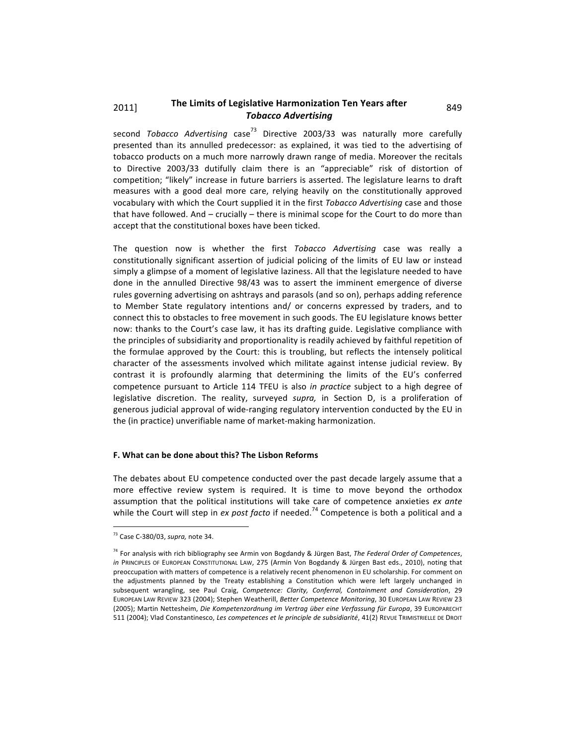second *Tobacco Advertising* case[73] Directive 2003/33 was naturally more carefully presented than its annulled predecessor: as explained, it was tied to the advertising of tobacco products on a much more narrowly drawn range of media. Moreover the recitals to Directive 2003/33 dutifully claim there is an "appreciable" risk of distortion of competition; "likely" increase in future barriers is asserted. The legislature learns to draft measures with a good deal more care, relying heavily on the constitutionally approved vocabulary with which the Court supplied it in the first *Tobacco Advertising* case and those that have followed. And – crucially – there is minimal scope for the Court to do more than accept that the constitutional boxes have been ticked.

The question now is whether the first *Tobacco Advertising* case was really a constitutionally significant assertion of judicial policing of the limits of EU law or instead simply a glimpse of a moment of legislative laziness. All that the legislature needed to have done in the annulled Directive 98/43 was to assert the imminent emergence of diverse rules governing advertising on ashtrays and parasols (and so on), perhaps adding reference to Member State regulatory intentions and/ or concerns expressed by traders, and to connect this to obstacles to free movement in such goods. The EU legislature knows better now: thanks to the Court's case law, it has its drafting guide. Legislative compliance with the principles of subsidiarity and proportionality is readily achieved by faithful repetition of the formulae approved by the Court: this is troubling, but reflects the intensely political character of the assessments involved which militate against intense judicial review. By contrast it is profoundly alarming that determining the limits of the EU's conferred competence pursuant to Article 114 TFEU is also *in practice* subject to a high degree of legislative discretion. The reality, surveyed *supra,* in Section D, is a proliferation of generous judicial approval of wide-ranging regulatory intervention conducted by the EU in the (in practice) unverifiable name of market-making harmonization.

#### F. What can be done about this? The Lisbon Reforms

The debates about EU competence conducted over the past decade largely assume that a more effective review system is required. It is time to move beyond the orthodox assumption that the political institutions will take care of competence anxieties *ex ante* while the Court will step in *ex post facto* if needed.[74] Competence is both a political and a

---

[73] Case C-380/03, *supra,* note 34.

[74] For analysis with rich bibliography see Armin von Bogdandy & Jürgen Bast, *The Federal Order of Competences*, *in* PRINCIPLES OF EUROPEAN CONSTITUTIONAL LAW, 275 (Armin Von Bogdandy & Jürgen Bast eds., 2010), noting that preoccupation with matters of competence is a relatively recent phenomenon in EU scholarship. For comment on the adjustments planned by the Treaty establishing a Constitution which were left largely unchanged in subsequent wrangling, see Paul Craig, *Competence: Clarity, Conferral, Containment and Consideration*, 29 EUROPEAN LAW REVIEW 323 (2004); Stephen Weatherill, *Better Competence Monitoring*, 30 EUROPEAN LAW REVIEW 23 (2005); Martin Nettesheim, *Die Kompetenzordnung im Vertrag über eine Verfassung für Europa*, 39 EUROPARECHT 511 (2004); Vlad Constantinesco, *Les competences et le principe de subsidiarité*, 41(2) REVUE TRIMISTRIELLE DE DROIT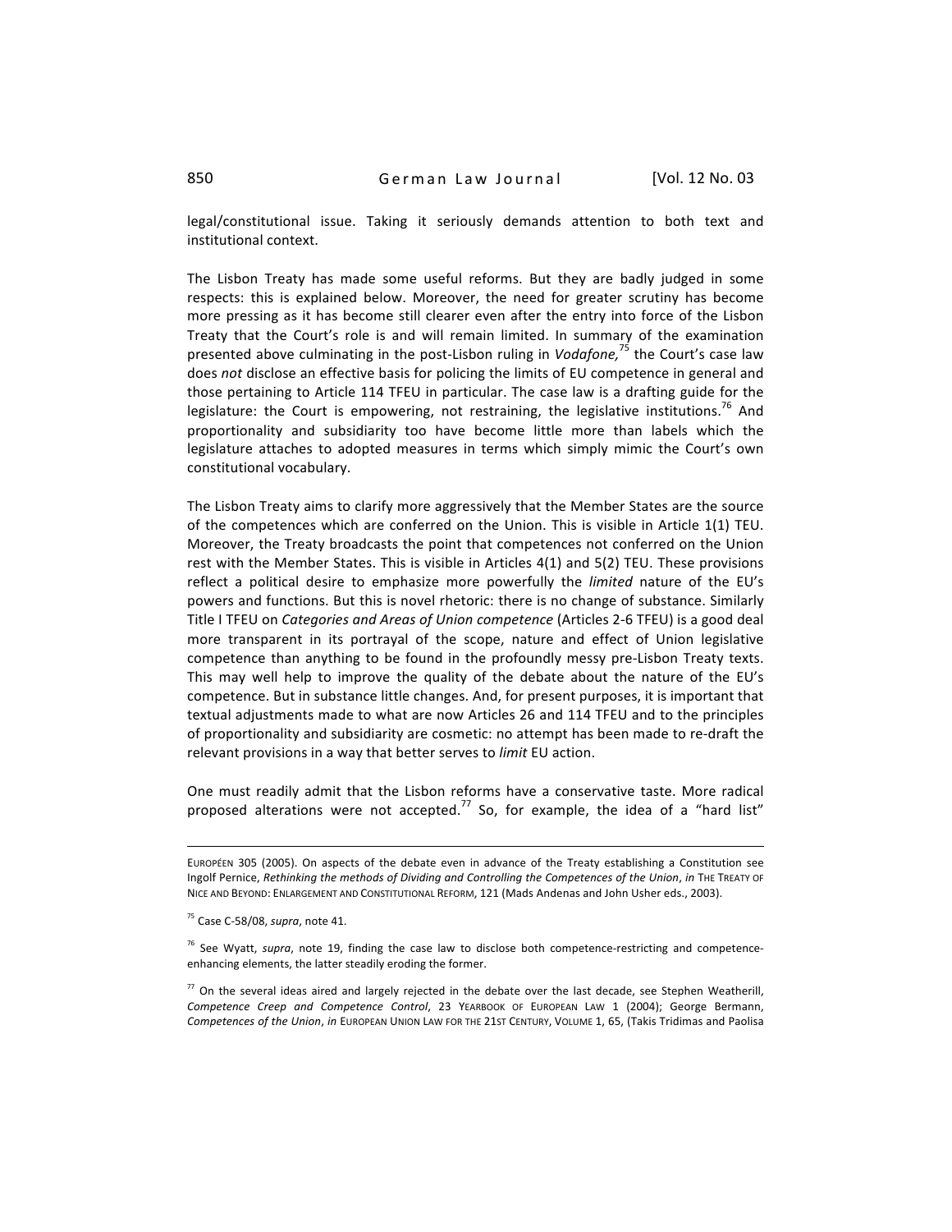legal/constitutional issue. Taking it seriously demands attention to both text and institutional context.

The Lisbon Treaty has made some useful reforms. But they are badly judged in some respects: this is explained below. Moreover, the need for greater scrutiny has become more pressing as it has become still clearer even after the entry into force of the Lisbon Treaty that the Court's role is and will remain limited. In summary of the examination presented above culminating in the post-Lisbon ruling in *Vodafone,*[75] the Court's case law does *not* disclose an effective basis for policing the limits of EU competence in general and those pertaining to Article 114 TFEU in particular. The case law is a drafting guide for the legislature: the Court is empowering, not restraining, the legislative institutions.[76] And proportionality and subsidiarity too have become little more than labels which the legislature attaches to adopted measures in terms which simply mimic the Court's own constitutional vocabulary.

The Lisbon Treaty aims to clarify more aggressively that the Member States are the source of the competences which are conferred on the Union. This is visible in Article 1(1) TEU. Moreover, the Treaty broadcasts the point that competences not conferred on the Union rest with the Member States. This is visible in Articles 4(1) and 5(2) TEU. These provisions reflect a political desire to emphasize more powerfully the *limited* nature of the EU's powers and functions. But this is novel rhetoric: there is no change of substance. Similarly Title I TFEU on *Categories and Areas of Union competence* (Articles 2-6 TFEU) is a good deal more transparent in its portrayal of the scope, nature and effect of Union legislative competence than anything to be found in the profoundly messy pre-Lisbon Treaty texts. This may well help to improve the quality of the debate about the nature of the EU's competence. But in substance little changes. And, for present purposes, it is important that textual adjustments made to what are now Articles 26 and 114 TFEU and to the principles of proportionality and subsidiarity are cosmetic: no attempt has been made to re-draft the relevant provisions in a way that better serves to *limit* EU action.

One must readily admit that the Lisbon reforms have a conservative taste. More radical proposed alterations were not accepted.[77] So, for example, the idea of a "hard list"

---

EUROPÉEN 305 (2005). On aspects of the debate even in advance of the Treaty establishing a Constitution see Ingolf Pernice, *Rethinking the methods of Dividing and Controlling the Competences of the Union*, *in* THE TREATY OF NICE AND BEYOND: ENLARGEMENT AND CONSTITUTIONAL REFORM, 121 (Mads Andenas and John Usher eds., 2003).

[75] Case C-58/08, *supra*, note 41.

[76] See Wyatt, *supra*, note 19, finding the case law to disclose both competence-restricting and competence-enhancing elements, the latter steadily eroding the former.

[77] On the several ideas aired and largely rejected in the debate over the last decade, see Stephen Weatherill, *Competence Creep and Competence Control*, 23 YEARBOOK OF EUROPEAN LAW 1 (2004); George Bermann, *Competences of the Union*, *in* EUROPEAN UNION LAW FOR THE 21ST CENTURY, VOLUME 1, 65, (Takis Tridimas and Paolisa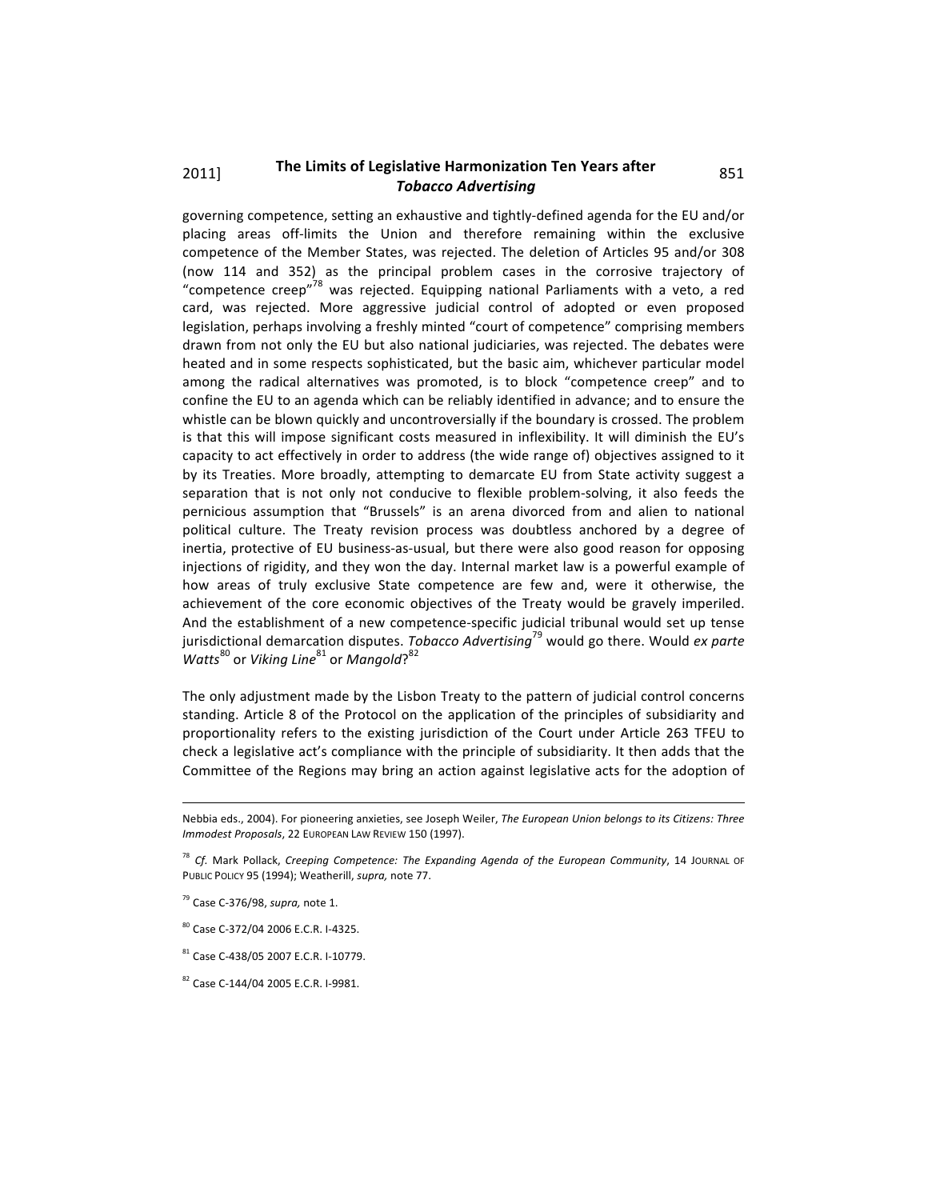governing competence, setting an exhaustive and tightly-defined agenda for the EU and/or placing areas off-limits the Union and therefore remaining within the exclusive competence of the Member States, was rejected. The deletion of Articles 95 and/or 308 (now 114 and 352) as the principal problem cases in the corrosive trajectory of "competence creep"[78] was rejected. Equipping national Parliaments with a veto, a red card, was rejected. More aggressive judicial control of adopted or even proposed legislation, perhaps involving a freshly minted "court of competence" comprising members drawn from not only the EU but also national judiciaries, was rejected. The debates were heated and in some respects sophisticated, but the basic aim, whichever particular model among the radical alternatives was promoted, is to block "competence creep" and to confine the EU to an agenda which can be reliably identified in advance; and to ensure the whistle can be blown quickly and uncontroversially if the boundary is crossed. The problem is that this will impose significant costs measured in inflexibility. It will diminish the EU's capacity to act effectively in order to address (the wide range of) objectives assigned to it by its Treaties. More broadly, attempting to demarcate EU from State activity suggest a separation that is not only not conducive to flexible problem-solving, it also feeds the pernicious assumption that "Brussels" is an arena divorced from and alien to national political culture. The Treaty revision process was doubtless anchored by a degree of inertia, protective of EU business-as-usual, but there were also good reason for opposing injections of rigidity, and they won the day. Internal market law is a powerful example of how areas of truly exclusive State competence are few and, were it otherwise, the achievement of the core economic objectives of the Treaty would be gravely imperiled. And the establishment of a new competence-specific judicial tribunal would set up tense jurisdictional demarcation disputes. *Tobacco Advertising*[79] would go there. Would *ex parte Watts*[80] or *Viking Line*[81] or *Mangold*?[82]

The only adjustment made by the Lisbon Treaty to the pattern of judicial control concerns standing. Article 8 of the Protocol on the application of the principles of subsidiarity and proportionality refers to the existing jurisdiction of the Court under Article 263 TFEU to check a legislative act's compliance with the principle of subsidiarity. It then adds that the Committee of the Regions may bring an action against legislative acts for the adoption of

---

Nebbia eds., 2004). For pioneering anxieties, see Joseph Weiler, *The European Union belongs to its Citizens: Three Immodest Proposals*, 22 EUROPEAN LAW REVIEW 150 (1997).

[78] *Cf.* Mark Pollack, *Creeping Competence: The Expanding Agenda of the European Community*, 14 JOURNAL OF PUBLIC POLICY 95 (1994); Weatherill, *supra,* note 77.

[79] Case C-376/98, *supra,* note 1.

[80] Case C-372/04 2006 E.C.R. I-4325.

[81] Case C-438/05 2007 E.C.R. I-10779.

[82] Case C-144/04 2005 E.C.R. I-9981.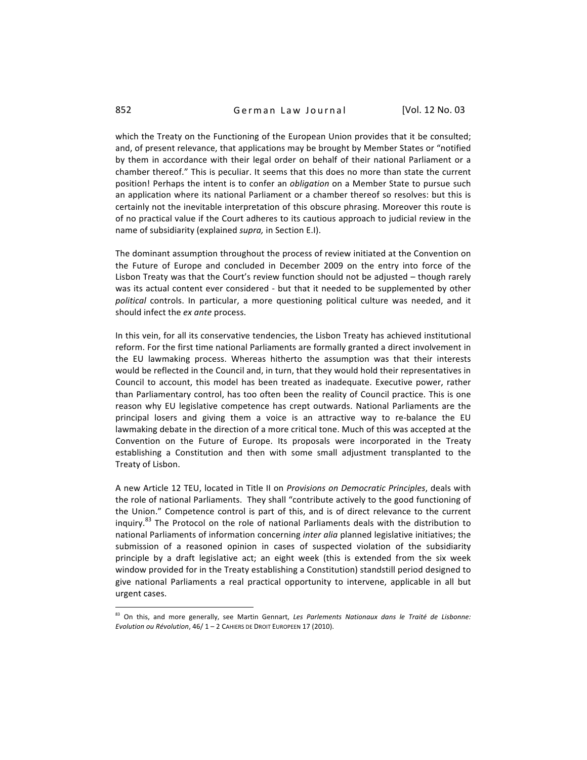which the Treaty on the Functioning of the European Union provides that it be consulted; and, of present relevance, that applications may be brought by Member States or "notified by them in accordance with their legal order on behalf of their national Parliament or a chamber thereof." This is peculiar. It seems that this does no more than state the current position! Perhaps the intent is to confer an *obligation* on a Member State to pursue such an application where its national Parliament or a chamber thereof so resolves: but this is certainly not the inevitable interpretation of this obscure phrasing. Moreover this route is of no practical value if the Court adheres to its cautious approach to judicial review in the name of subsidiarity (explained *supra,* in Section E.I).

The dominant assumption throughout the process of review initiated at the Convention on the Future of Europe and concluded in December 2009 on the entry into force of the Lisbon Treaty was that the Court's review function should not be adjusted – though rarely was its actual content ever considered - but that it needed to be supplemented by other *political* controls. In particular, a more questioning political culture was needed, and it should infect the *ex ante* process.

In this vein, for all its conservative tendencies, the Lisbon Treaty has achieved institutional reform. For the first time national Parliaments are formally granted a direct involvement in the EU lawmaking process. Whereas hitherto the assumption was that their interests would be reflected in the Council and, in turn, that they would hold their representatives in Council to account, this model has been treated as inadequate. Executive power, rather than Parliamentary control, has too often been the reality of Council practice. This is one reason why EU legislative competence has crept outwards. National Parliaments are the principal losers and giving them a voice is an attractive way to re-balance the EU lawmaking debate in the direction of a more critical tone. Much of this was accepted at the Convention on the Future of Europe. Its proposals were incorporated in the Treaty establishing a Constitution and then with some small adjustment transplanted to the Treaty of Lisbon.

A new Article 12 TEU, located in Title II on *Provisions on Democratic Principles*, deals with the role of national Parliaments. They shall "contribute actively to the good functioning of the Union." Competence control is part of this, and is of direct relevance to the current inquiry.[83] The Protocol on the role of national Parliaments deals with the distribution to national Parliaments of information concerning *inter alia* planned legislative initiatives; the submission of a reasoned opinion in cases of suspected violation of the subsidiarity principle by a draft legislative act; an eight week (this is extended from the six week window provided for in the Treaty establishing a Constitution) standstill period designed to give national Parliaments a real practical opportunity to intervene, applicable in all but urgent cases.

---

[83] On this, and more generally, see Martin Gennart, *Les Parlements Nationaux dans le Traité de Lisbonne: Evolution ou Révolution*, 46/ 1 – 2 CAHIERS DE DROIT EUROPEEN 17 (2010).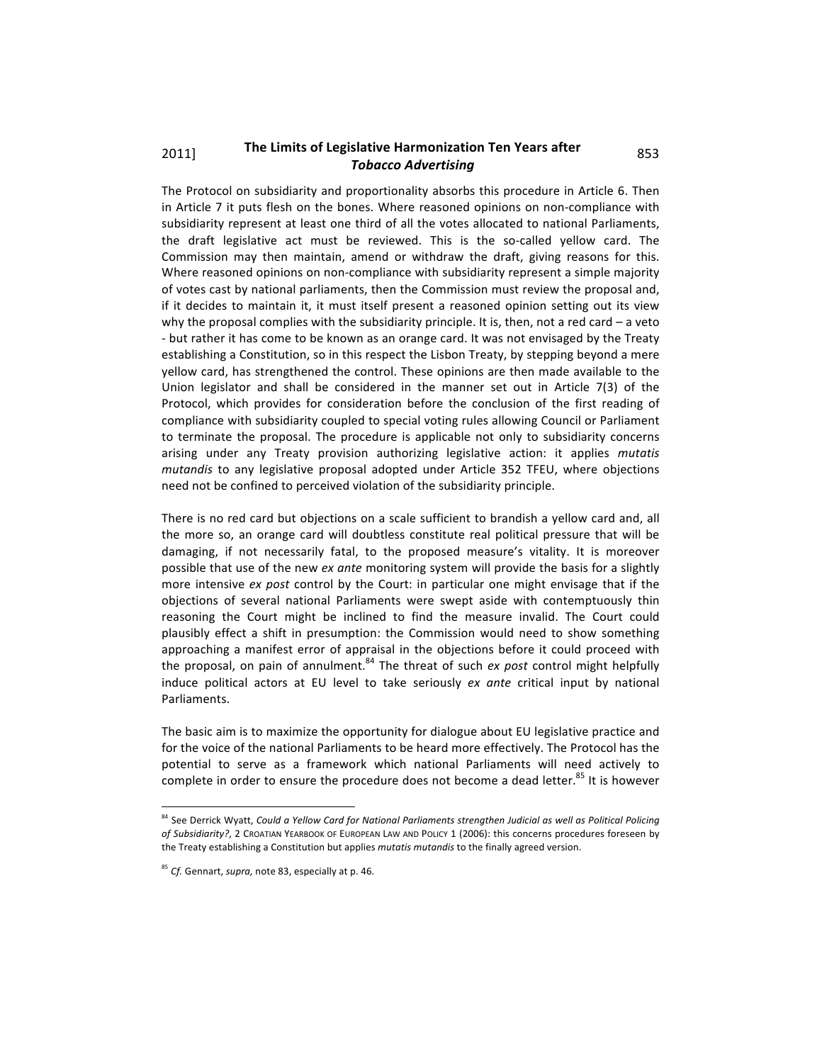The Protocol on subsidiarity and proportionality absorbs this procedure in Article 6. Then in Article 7 it puts flesh on the bones. Where reasoned opinions on non-compliance with subsidiarity represent at least one third of all the votes allocated to national Parliaments, the draft legislative act must be reviewed. This is the so-called yellow card. The Commission may then maintain, amend or withdraw the draft, giving reasons for this. Where reasoned opinions on non-compliance with subsidiarity represent a simple majority of votes cast by national parliaments, then the Commission must review the proposal and, if it decides to maintain it, it must itself present a reasoned opinion setting out its view why the proposal complies with the subsidiarity principle. It is, then, not a red card – a veto - but rather it has come to be known as an orange card. It was not envisaged by the Treaty establishing a Constitution, so in this respect the Lisbon Treaty, by stepping beyond a mere yellow card, has strengthened the control. These opinions are then made available to the Union legislator and shall be considered in the manner set out in Article 7(3) of the Protocol, which provides for consideration before the conclusion of the first reading of compliance with subsidiarity coupled to special voting rules allowing Council or Parliament to terminate the proposal. The procedure is applicable not only to subsidiarity concerns arising under any Treaty provision authorizing legislative action: it applies *mutatis mutandis* to any legislative proposal adopted under Article 352 TFEU, where objections need not be confined to perceived violation of the subsidiarity principle.

There is no red card but objections on a scale sufficient to brandish a yellow card and, all the more so, an orange card will doubtless constitute real political pressure that will be damaging, if not necessarily fatal, to the proposed measure's vitality. It is moreover possible that use of the new *ex ante* monitoring system will provide the basis for a slightly more intensive *ex post* control by the Court: in particular one might envisage that if the objections of several national Parliaments were swept aside with contemptuously thin reasoning the Court might be inclined to find the measure invalid. The Court could plausibly effect a shift in presumption: the Commission would need to show something approaching a manifest error of appraisal in the objections before it could proceed with the proposal, on pain of annulment.[84] The threat of such *ex post* control might helpfully induce political actors at EU level to take seriously *ex ante* critical input by national Parliaments.

The basic aim is to maximize the opportunity for dialogue about EU legislative practice and for the voice of the national Parliaments to be heard more effectively. The Protocol has the potential to serve as a framework which national Parliaments will need actively to complete in order to ensure the procedure does not become a dead letter.[85] It is however

---

[84] See Derrick Wyatt, *Could a Yellow Card for National Parliaments strengthen Judicial as well as Political Policing of Subsidiarity?*, 2 CROATIAN YEARBOOK OF EUROPEAN LAW AND POLICY 1 (2006): this concerns procedures foreseen by the Treaty establishing a Constitution but applies *mutatis mutandis* to the finally agreed version.

[85] *Cf.* Gennart, *supra,* note 83, especially at p. 46.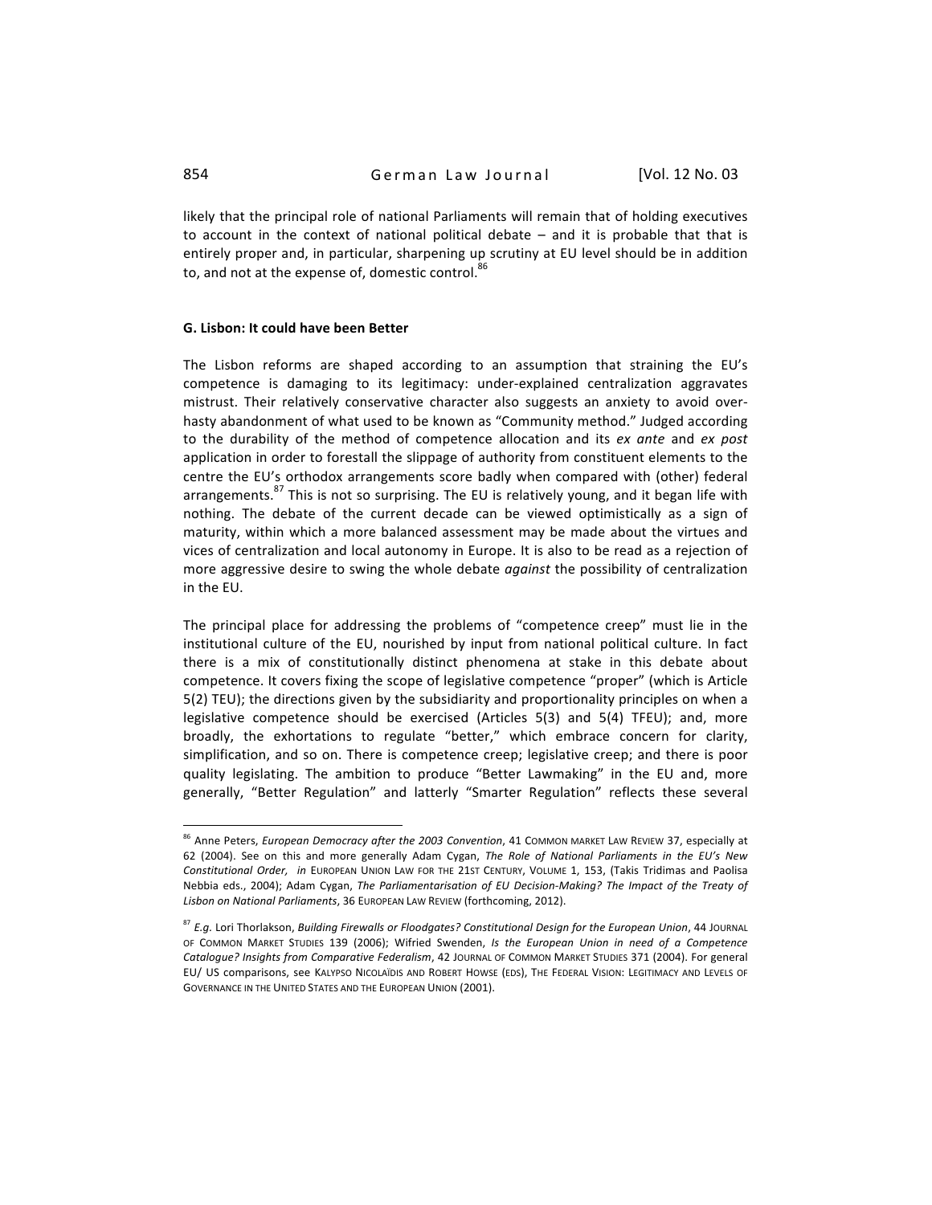likely that the principal role of national Parliaments will remain that of holding executives to account in the context of national political debate – and it is probable that that is entirely proper and, in particular, sharpening up scrutiny at EU level should be in addition to, and not at the expense of, domestic control.[86]

## G. Lisbon: It could have been Better

The Lisbon reforms are shaped according to an assumption that straining the EU's competence is damaging to its legitimacy: under-explained centralization aggravates mistrust. Their relatively conservative character also suggests an anxiety to avoid over-hasty abandonment of what used to be known as "Community method." Judged according to the durability of the method of competence allocation and its *ex ante* and *ex post* application in order to forestall the slippage of authority from constituent elements to the centre the EU's orthodox arrangements score badly when compared with (other) federal arrangements.[87] This is not so surprising. The EU is relatively young, and it began life with nothing. The debate of the current decade can be viewed optimistically as a sign of maturity, within which a more balanced assessment may be made about the virtues and vices of centralization and local autonomy in Europe. It is also to be read as a rejection of more aggressive desire to swing the whole debate *against* the possibility of centralization in the EU.

The principal place for addressing the problems of "competence creep" must lie in the institutional culture of the EU, nourished by input from national political culture. In fact there is a mix of constitutionally distinct phenomena at stake in this debate about competence. It covers fixing the scope of legislative competence "proper" (which is Article 5(2) TEU); the directions given by the subsidiarity and proportionality principles on when a legislative competence should be exercised (Articles 5(3) and 5(4) TFEU); and, more broadly, the exhortations to regulate "better," which embrace concern for clarity, simplification, and so on. There is competence creep; legislative creep; and there is poor quality legislating. The ambition to produce "Better Lawmaking" in the EU and, more generally, "Better Regulation" and latterly "Smarter Regulation" reflects these several

---

[86] Anne Peters, *European Democracy after the 2003 Convention*, 41 COMMON MARKET LAW REVIEW 37, especially at 62 (2004). See on this and more generally Adam Cygan, *The Role of National Parliaments in the EU's New Constitutional Order, in* EUROPEAN UNION LAW FOR THE 21ST CENTURY, VOLUME 1, 153, (Takis Tridimas and Paolisa Nebbia eds., 2004); Adam Cygan, *The Parliamentarisation of EU Decision-Making? The Impact of the Treaty of Lisbon on National Parliaments*, 36 EUROPEAN LAW REVIEW (forthcoming, 2012).

[87] *E.g.* Lori Thorlakson, *Building Firewalls or Floodgates? Constitutional Design for the European Union*, 44 JOURNAL OF COMMON MARKET STUDIES 139 (2006); Wifried Swenden, *Is the European Union in need of a Competence Catalogue? Insights from Comparative Federalism*, 42 JOURNAL OF COMMON MARKET STUDIES 371 (2004). For general EU/ US comparisons, see KALYPSO NICOLAÏDIS AND ROBERT HOWSE (EDS), THE FEDERAL VISION: LEGITIMACY AND LEVELS OF GOVERNANCE IN THE UNITED STATES AND THE EUROPEAN UNION (2001).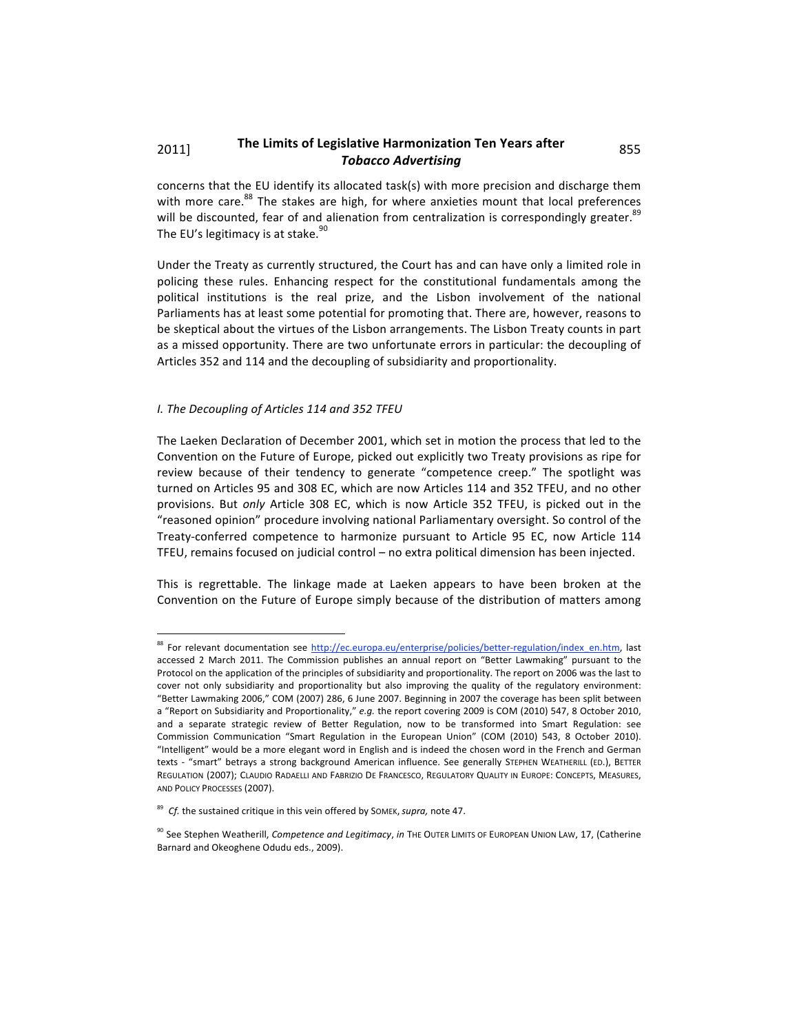concerns that the EU identify its allocated task(s) with more precision and discharge them with more care.[88] The stakes are high, for where anxieties mount that local preferences will be discounted, fear of and alienation from centralization is correspondingly greater.[89] The EU's legitimacy is at stake.[90]

Under the Treaty as currently structured, the Court has and can have only a limited role in policing these rules. Enhancing respect for the constitutional fundamentals among the political institutions is the real prize, and the Lisbon involvement of the national Parliaments has at least some potential for promoting that. There are, however, reasons to be skeptical about the virtues of the Lisbon arrangements. The Lisbon Treaty counts in part as a missed opportunity. There are two unfortunate errors in particular: the decoupling of Articles 352 and 114 and the decoupling of subsidiarity and proportionality.

### *I. The Decoupling of Articles 114 and 352 TFEU*

The Laeken Declaration of December 2001, which set in motion the process that led to the Convention on the Future of Europe, picked out explicitly two Treaty provisions as ripe for review because of their tendency to generate "competence creep." The spotlight was turned on Articles 95 and 308 EC, which are now Articles 114 and 352 TFEU, and no other provisions. But *only* Article 308 EC, which is now Article 352 TFEU, is picked out in the "reasoned opinion" procedure involving national Parliamentary oversight. So control of the Treaty-conferred competence to harmonize pursuant to Article 95 EC, now Article 114 TFEU, remains focused on judicial control – no extra political dimension has been injected.

This is regrettable. The linkage made at Laeken appears to have been broken at the Convention on the Future of Europe simply because of the distribution of matters among

---

[88] For relevant documentation see http://ec.europa.eu/enterprise/policies/better-regulation/index_en.htm, last accessed 2 March 2011. The Commission publishes an annual report on "Better Lawmaking" pursuant to the Protocol on the application of the principles of subsidiarity and proportionality. The report on 2006 was the last to cover not only subsidiarity and proportionality but also improving the quality of the regulatory environment: "Better Lawmaking 2006," COM (2007) 286, 6 June 2007. Beginning in 2007 the coverage has been split between a "Report on Subsidiarity and Proportionality," *e.g.* the report covering 2009 is COM (2010) 547, 8 October 2010, and a separate strategic review of Better Regulation, now to be transformed into Smart Regulation: see Commission Communication "Smart Regulation in the European Union" (COM (2010) 543, 8 October 2010). "Intelligent" would be a more elegant word in English and is indeed the chosen word in the French and German texts - "smart" betrays a strong background American influence. See generally STEPHEN WEATHERILL (ED.), BETTER REGULATION (2007); CLAUDIO RADAELLI AND FABRIZIO DE FRANCESCO, REGULATORY QUALITY IN EUROPE: CONCEPTS, MEASURES, AND POLICY PROCESSES (2007).

[89] *Cf.* the sustained critique in this vein offered by SOMEK, *supra,* note 47.

[90] See Stephen Weatherill, *Competence and Legitimacy*, *in* THE OUTER LIMITS OF EUROPEAN UNION LAW, 17, (Catherine Barnard and Okeoghene Odudu eds., 2009).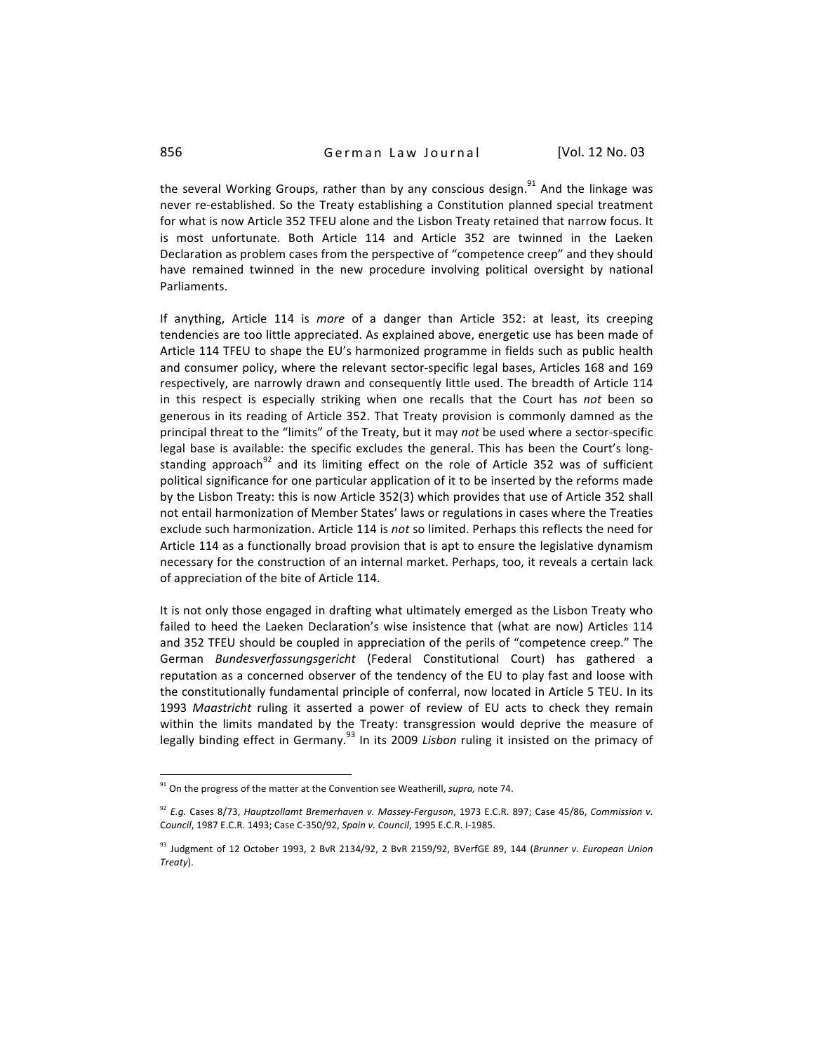the several Working Groups, rather than by any conscious design.[91] And the linkage was never re-established. So the Treaty establishing a Constitution planned special treatment for what is now Article 352 TFEU alone and the Lisbon Treaty retained that narrow focus. It is most unfortunate. Both Article 114 and Article 352 are twinned in the Laeken Declaration as problem cases from the perspective of "competence creep" and they should have remained twinned in the new procedure involving political oversight by national Parliaments.

If anything, Article 114 is *more* of a danger than Article 352: at least, its creeping tendencies are too little appreciated. As explained above, energetic use has been made of Article 114 TFEU to shape the EU's harmonized programme in fields such as public health and consumer policy, where the relevant sector-specific legal bases, Articles 168 and 169 respectively, are narrowly drawn and consequently little used. The breadth of Article 114 in this respect is especially striking when one recalls that the Court has *not* been so generous in its reading of Article 352. That Treaty provision is commonly damned as the principal threat to the "limits" of the Treaty, but it may *not* be used where a sector-specific legal base is available: the specific excludes the general. This has been the Court's long-standing approach[92] and its limiting effect on the role of Article 352 was of sufficient political significance for one particular application of it to be inserted by the reforms made by the Lisbon Treaty: this is now Article 352(3) which provides that use of Article 352 shall not entail harmonization of Member States' laws or regulations in cases where the Treaties exclude such harmonization. Article 114 is *not* so limited. Perhaps this reflects the need for Article 114 as a functionally broad provision that is apt to ensure the legislative dynamism necessary for the construction of an internal market. Perhaps, too, it reveals a certain lack of appreciation of the bite of Article 114.

It is not only those engaged in drafting what ultimately emerged as the Lisbon Treaty who failed to heed the Laeken Declaration's wise insistence that (what are now) Articles 114 and 352 TFEU should be coupled in appreciation of the perils of "competence creep." The German *Bundesverfassungsgericht* (Federal Constitutional Court) has gathered a reputation as a concerned observer of the tendency of the EU to play fast and loose with the constitutionally fundamental principle of conferral, now located in Article 5 TEU. In its 1993 *Maastricht* ruling it asserted a power of review of EU acts to check they remain within the limits mandated by the Treaty: transgression would deprive the measure of legally binding effect in Germany.[93] In its 2009 *Lisbon* ruling it insisted on the primacy of

---

[91] On the progress of the matter at the Convention see Weatherill, *supra,* note 74.

[92] *E.g.* Cases 8/73, *Hauptzollamt Bremerhaven v. Massey-Ferguson*, 1973 E.C.R. 897; Case 45/86, *Commission v. Council*, 1987 E.C.R. 1493; Case C-350/92, *Spain v. Council*, 1995 E.C.R. I-1985.

[93] Judgment of 12 October 1993, 2 BvR 2134/92, 2 BvR 2159/92, BVerfGE 89, 144 (*Brunner v. European Union Treaty*).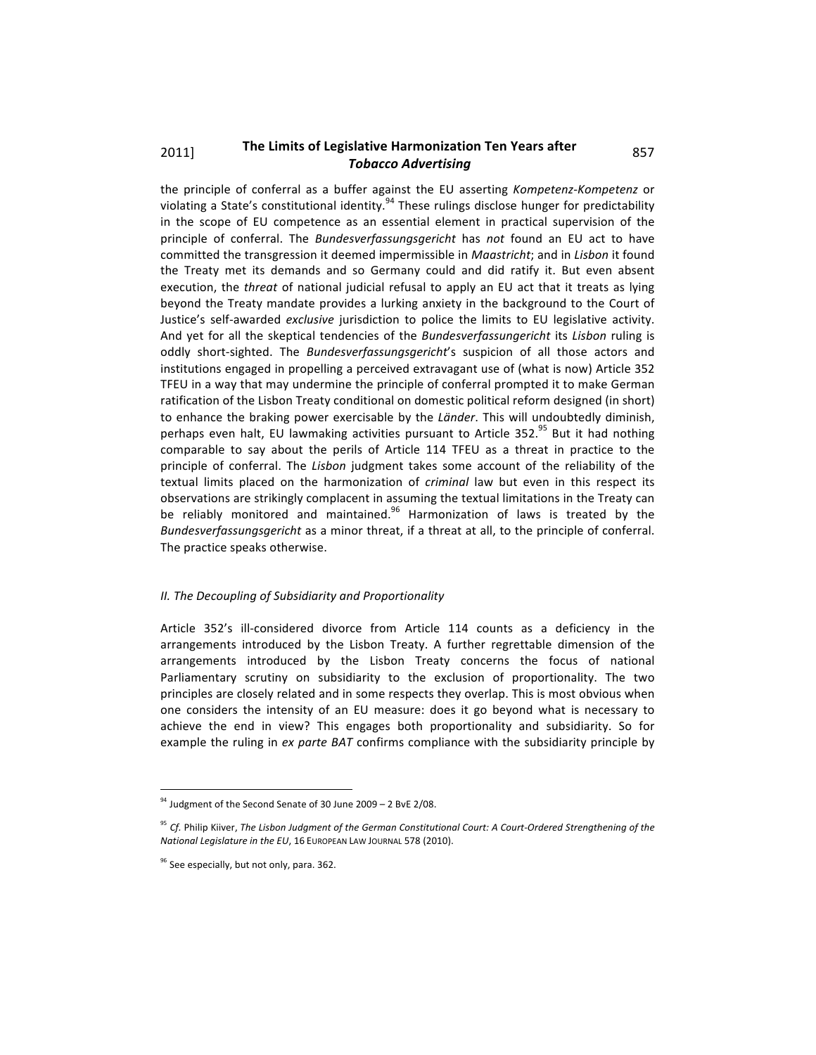the principle of conferral as a buffer against the EU asserting *Kompetenz-Kompetenz* or violating a State's constitutional identity.[94] These rulings disclose hunger for predictability in the scope of EU competence as an essential element in practical supervision of the principle of conferral. The *Bundesverfassungsgericht* has *not* found an EU act to have committed the transgression it deemed impermissible in *Maastricht*; and in *Lisbon* it found the Treaty met its demands and so Germany could and did ratify it. But even absent execution, the *threat* of national judicial refusal to apply an EU act that it treats as lying beyond the Treaty mandate provides a lurking anxiety in the background to the Court of Justice's self-awarded *exclusive* jurisdiction to police the limits to EU legislative activity. And yet for all the skeptical tendencies of the *Bundesverfassungericht* its *Lisbon* ruling is oddly short-sighted. The *Bundesverfassungsgericht*'s suspicion of all those actors and institutions engaged in propelling a perceived extravagant use of (what is now) Article 352 TFEU in a way that may undermine the principle of conferral prompted it to make German ratification of the Lisbon Treaty conditional on domestic political reform designed (in short) to enhance the braking power exercisable by the *Länder*. This will undoubtedly diminish, perhaps even halt, EU lawmaking activities pursuant to Article 352.[95] But it had nothing comparable to say about the perils of Article 114 TFEU as a threat in practice to the principle of conferral. The *Lisbon* judgment takes some account of the reliability of the textual limits placed on the harmonization of *criminal* law but even in this respect its observations are strikingly complacent in assuming the textual limitations in the Treaty can be reliably monitored and maintained.[96] Harmonization of laws is treated by the *Bundesverfassungsgericht* as a minor threat, if a threat at all, to the principle of conferral. The practice speaks otherwise.

### *II. The Decoupling of Subsidiarity and Proportionality*

Article 352's ill-considered divorce from Article 114 counts as a deficiency in the arrangements introduced by the Lisbon Treaty. A further regrettable dimension of the arrangements introduced by the Lisbon Treaty concerns the focus of national Parliamentary scrutiny on subsidiarity to the exclusion of proportionality. The two principles are closely related and in some respects they overlap. This is most obvious when one considers the intensity of an EU measure: does it go beyond what is necessary to achieve the end in view? This engages both proportionality and subsidiarity. So for example the ruling in *ex parte BAT* confirms compliance with the subsidiarity principle by

---

[94] Judgment of the Second Senate of 30 June 2009 – 2 BvE 2/08.

[95] *Cf.* Philip Kiiver, *The Lisbon Judgment of the German Constitutional Court: A Court-Ordered Strengthening of the National Legislature in the EU*, 16 EUROPEAN LAW JOURNAL 578 (2010).

[96] See especially, but not only, para. 362.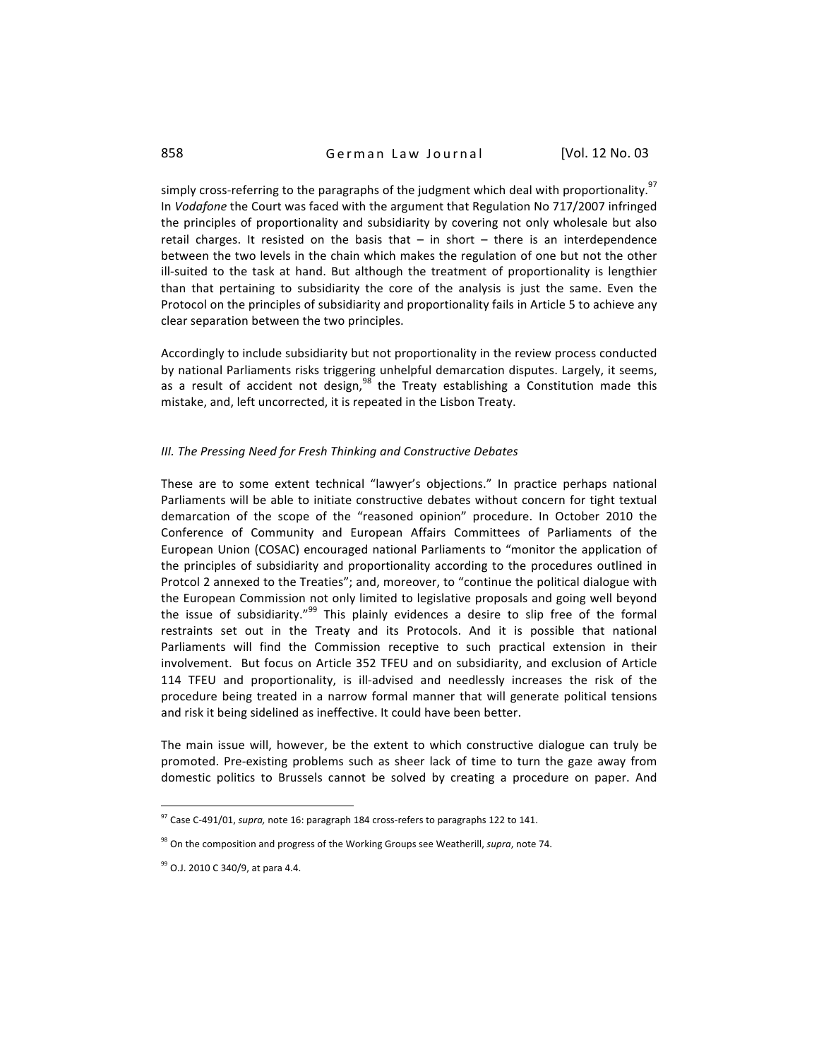simply cross-referring to the paragraphs of the judgment which deal with proportionality.[97] In *Vodafone* the Court was faced with the argument that Regulation No 717/2007 infringed the principles of proportionality and subsidiarity by covering not only wholesale but also retail charges. It resisted on the basis that – in short – there is an interdependence between the two levels in the chain which makes the regulation of one but not the other ill-suited to the task at hand. But although the treatment of proportionality is lengthier than that pertaining to subsidiarity the core of the analysis is just the same. Even the Protocol on the principles of subsidiarity and proportionality fails in Article 5 to achieve any clear separation between the two principles.

Accordingly to include subsidiarity but not proportionality in the review process conducted by national Parliaments risks triggering unhelpful demarcation disputes. Largely, it seems, as a result of accident not design,[98] the Treaty establishing a Constitution made this mistake, and, left uncorrected, it is repeated in the Lisbon Treaty.

### *III. The Pressing Need for Fresh Thinking and Constructive Debates*

These are to some extent technical "lawyer's objections." In practice perhaps national Parliaments will be able to initiate constructive debates without concern for tight textual demarcation of the scope of the "reasoned opinion" procedure. In October 2010 the Conference of Community and European Affairs Committees of Parliaments of the European Union (COSAC) encouraged national Parliaments to "monitor the application of the principles of subsidiarity and proportionality according to the procedures outlined in Protcol 2 annexed to the Treaties"; and, moreover, to "continue the political dialogue with the European Commission not only limited to legislative proposals and going well beyond the issue of subsidiarity."[99] This plainly evidences a desire to slip free of the formal restraints set out in the Treaty and its Protocols. And it is possible that national Parliaments will find the Commission receptive to such practical extension in their involvement. But focus on Article 352 TFEU and on subsidiarity, and exclusion of Article 114 TFEU and proportionality, is ill-advised and needlessly increases the risk of the procedure being treated in a narrow formal manner that will generate political tensions and risk it being sidelined as ineffective. It could have been better.

The main issue will, however, be the extent to which constructive dialogue can truly be promoted. Pre-existing problems such as sheer lack of time to turn the gaze away from domestic politics to Brussels cannot be solved by creating a procedure on paper. And

---

[97] Case C-491/01, *supra,* note 16: paragraph 184 cross-refers to paragraphs 122 to 141.

[98] On the composition and progress of the Working Groups see Weatherill, *supra*, note 74.

[99] O.J. 2010 C 340/9, at para 4.4.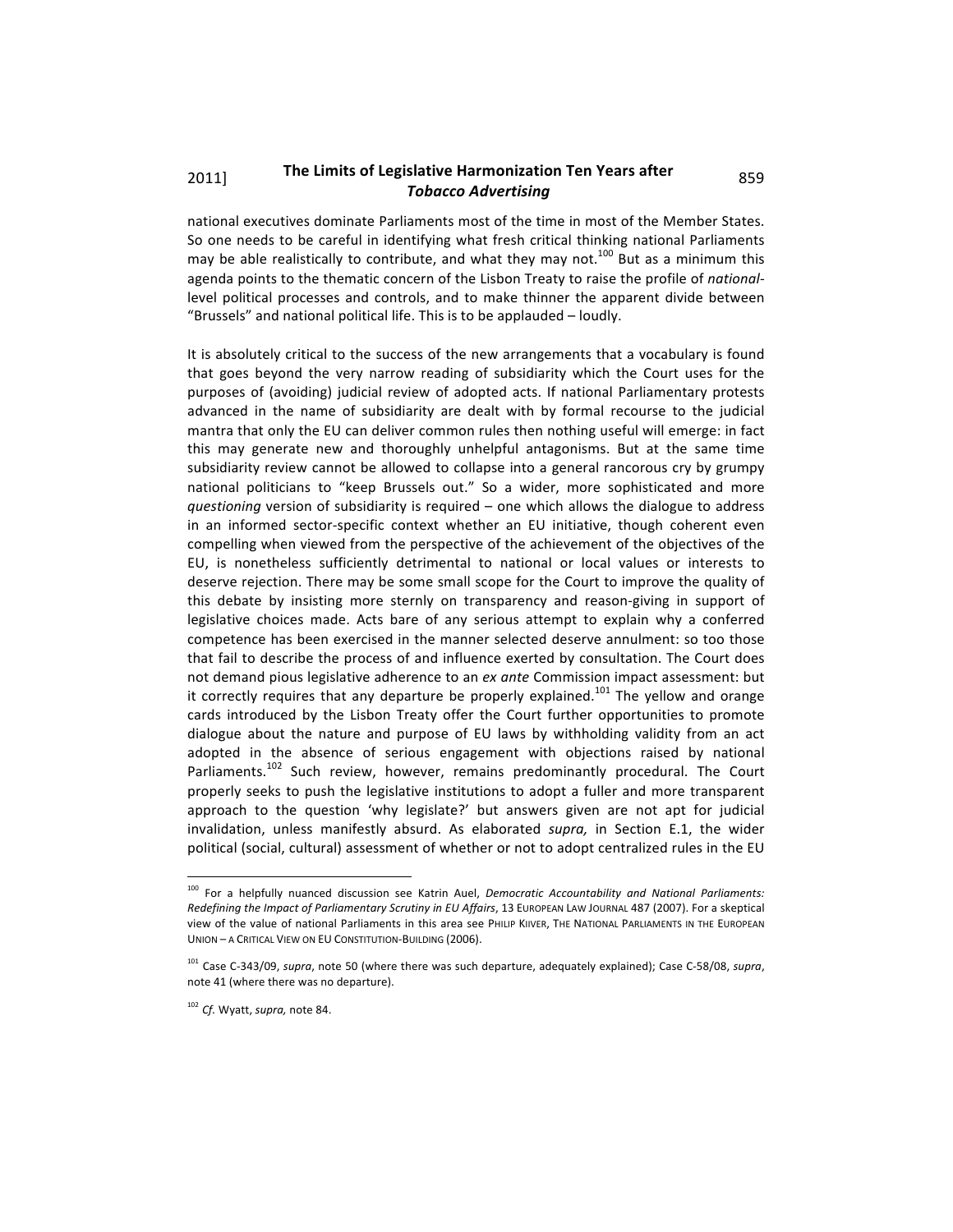national executives dominate Parliaments most of the time in most of the Member States. So one needs to be careful in identifying what fresh critical thinking national Parliaments may be able realistically to contribute, and what they may not.[100] But as a minimum this agenda points to the thematic concern of the Lisbon Treaty to raise the profile of *national*-level political processes and controls, and to make thinner the apparent divide between "Brussels" and national political life. This is to be applauded – loudly.

It is absolutely critical to the success of the new arrangements that a vocabulary is found that goes beyond the very narrow reading of subsidiarity which the Court uses for the purposes of (avoiding) judicial review of adopted acts. If national Parliamentary protests advanced in the name of subsidiarity are dealt with by formal recourse to the judicial mantra that only the EU can deliver common rules then nothing useful will emerge: in fact this may generate new and thoroughly unhelpful antagonisms. But at the same time subsidiarity review cannot be allowed to collapse into a general rancorous cry by grumpy national politicians to "keep Brussels out." So a wider, more sophisticated and more *questioning* version of subsidiarity is required – one which allows the dialogue to address in an informed sector-specific context whether an EU initiative, though coherent even compelling when viewed from the perspective of the achievement of the objectives of the EU, is nonetheless sufficiently detrimental to national or local values or interests to deserve rejection. There may be some small scope for the Court to improve the quality of this debate by insisting more sternly on transparency and reason-giving in support of legislative choices made. Acts bare of any serious attempt to explain why a conferred competence has been exercised in the manner selected deserve annulment: so too those that fail to describe the process of and influence exerted by consultation. The Court does not demand pious legislative adherence to an *ex ante* Commission impact assessment: but it correctly requires that any departure be properly explained.[101] The yellow and orange cards introduced by the Lisbon Treaty offer the Court further opportunities to promote dialogue about the nature and purpose of EU laws by withholding validity from an act adopted in the absence of serious engagement with objections raised by national Parliaments.[102] Such review, however, remains predominantly procedural. The Court properly seeks to push the legislative institutions to adopt a fuller and more transparent approach to the question 'why legislate?' but answers given are not apt for judicial invalidation, unless manifestly absurd. As elaborated *supra,* in Section E.1, the wider political (social, cultural) assessment of whether or not to adopt centralized rules in the EU

---

[100] For a helpfully nuanced discussion see Katrin Auel, *Democratic Accountability and National Parliaments: Redefining the Impact of Parliamentary Scrutiny in EU Affairs*, 13 EUROPEAN LAW JOURNAL 487 (2007). For a skeptical view of the value of national Parliaments in this area see PHILIP KIIVER, THE NATIONAL PARLIAMENTS IN THE EUROPEAN UNION – A CRITICAL VIEW ON EU CONSTITUTION-BUILDING (2006).

[101] Case C-343/09, *supra*, note 50 (where there was such departure, adequately explained); Case C-58/08, *supra*, note 41 (where there was no departure).

[102] *Cf.* Wyatt, *supra,* note 84.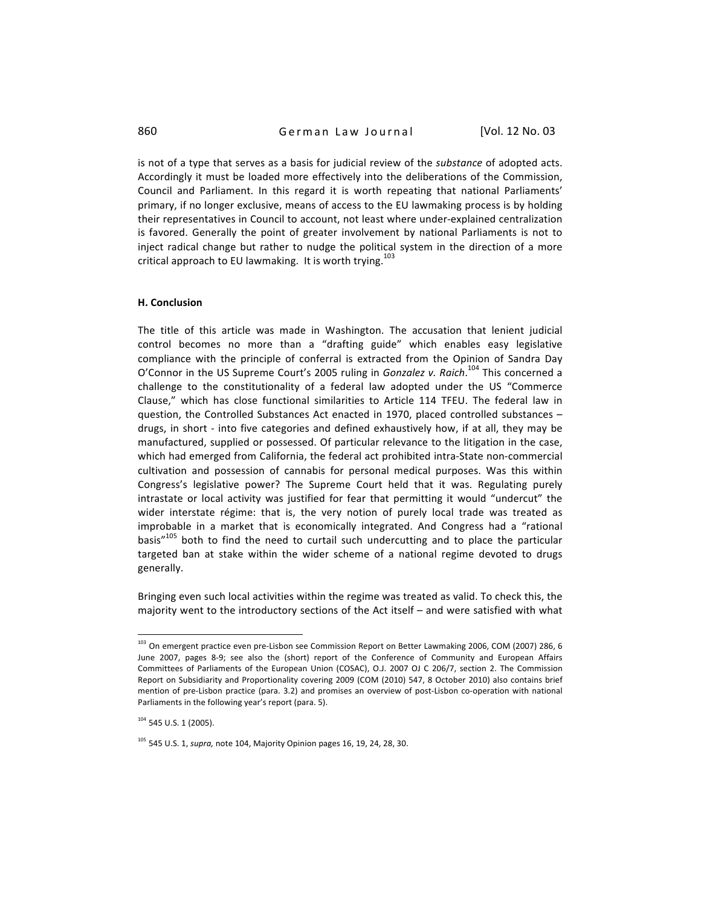is not of a type that serves as a basis for judicial review of the *substance* of adopted acts. Accordingly it must be loaded more effectively into the deliberations of the Commission, Council and Parliament. In this regard it is worth repeating that national Parliaments' primary, if no longer exclusive, means of access to the EU lawmaking process is by holding their representatives in Council to account, not least where under-explained centralization is favored. Generally the point of greater involvement by national Parliaments is not to inject radical change but rather to nudge the political system in the direction of a more critical approach to EU lawmaking. It is worth trying.[103]

## H. Conclusion

The title of this article was made in Washington. The accusation that lenient judicial control becomes no more than a "drafting guide" which enables easy legislative compliance with the principle of conferral is extracted from the Opinion of Sandra Day O'Connor in the US Supreme Court's 2005 ruling in *Gonzalez v. Raich*.[104] This concerned a challenge to the constitutionality of a federal law adopted under the US "Commerce Clause," which has close functional similarities to Article 114 TFEU. The federal law in question, the Controlled Substances Act enacted in 1970, placed controlled substances – drugs, in short - into five categories and defined exhaustively how, if at all, they may be manufactured, supplied or possessed. Of particular relevance to the litigation in the case, which had emerged from California, the federal act prohibited intra-State non-commercial cultivation and possession of cannabis for personal medical purposes. Was this within Congress's legislative power? The Supreme Court held that it was. Regulating purely intrastate or local activity was justified for fear that permitting it would "undercut" the wider interstate régime: that is, the very notion of purely local trade was treated as improbable in a market that is economically integrated. And Congress had a "rational basis"[105] both to find the need to curtail such undercutting and to place the particular targeted ban at stake within the wider scheme of a national regime devoted to drugs generally.

Bringing even such local activities within the regime was treated as valid. To check this, the majority went to the introductory sections of the Act itself – and were satisfied with what

---

[103] On emergent practice even pre-Lisbon see Commission Report on Better Lawmaking 2006, COM (2007) 286, 6 June 2007, pages 8-9; see also the (short) report of the Conference of Community and European Affairs Committees of Parliaments of the European Union (COSAC), O.J. 2007 OJ C 206/7, section 2. The Commission Report on Subsidiarity and Proportionality covering 2009 (COM (2010) 547, 8 October 2010) also contains brief mention of pre-Lisbon practice (para. 3.2) and promises an overview of post-Lisbon co-operation with national Parliaments in the following year's report (para. 5).

[104] 545 U.S. 1 (2005).

[105] 545 U.S. 1, *supra,* note 104, Majority Opinion pages 16, 19, 24, 28, 30.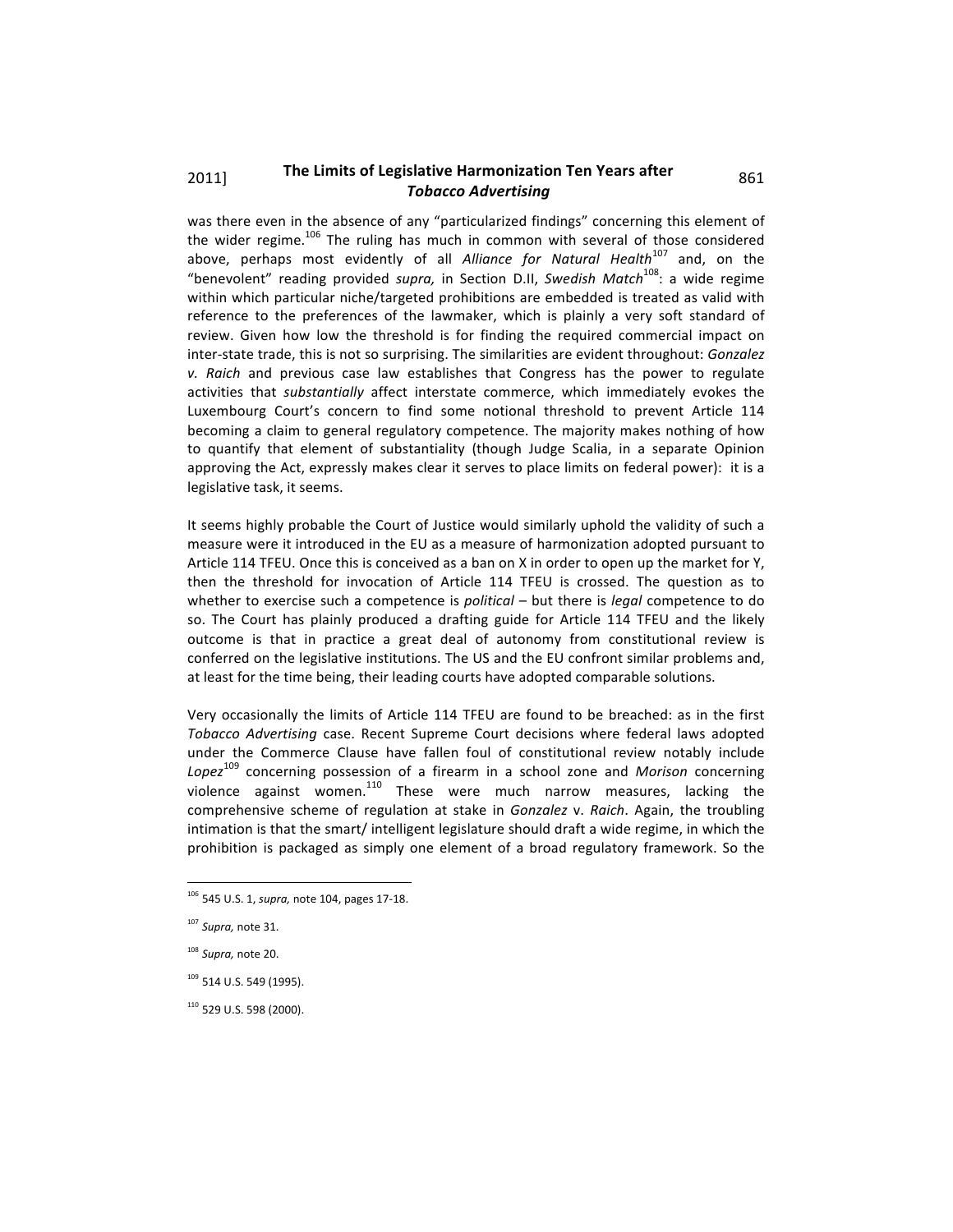was there even in the absence of any "particularized findings" concerning this element of the wider regime.[106] The ruling has much in common with several of those considered above, perhaps most evidently of all *Alliance for Natural Health*[107] and, on the "benevolent" reading provided *supra,* in Section D.II, *Swedish Match*[108]: a wide regime within which particular niche/targeted prohibitions are embedded is treated as valid with reference to the preferences of the lawmaker, which is plainly a very soft standard of review. Given how low the threshold is for finding the required commercial impact on inter-state trade, this is not so surprising. The similarities are evident throughout: *Gonzalez v. Raich* and previous case law establishes that Congress has the power to regulate activities that *substantially* affect interstate commerce, which immediately evokes the Luxembourg Court's concern to find some notional threshold to prevent Article 114 becoming a claim to general regulatory competence. The majority makes nothing of how to quantify that element of substantiality (though Judge Scalia, in a separate Opinion approving the Act, expressly makes clear it serves to place limits on federal power): it is a legislative task, it seems.

It seems highly probable the Court of Justice would similarly uphold the validity of such a measure were it introduced in the EU as a measure of harmonization adopted pursuant to Article 114 TFEU. Once this is conceived as a ban on X in order to open up the market for Y, then the threshold for invocation of Article 114 TFEU is crossed. The question as to whether to exercise such a competence is *political* – but there is *legal* competence to do so. The Court has plainly produced a drafting guide for Article 114 TFEU and the likely outcome is that in practice a great deal of autonomy from constitutional review is conferred on the legislative institutions. The US and the EU confront similar problems and, at least for the time being, their leading courts have adopted comparable solutions.

Very occasionally the limits of Article 114 TFEU are found to be breached: as in the first *Tobacco Advertising* case. Recent Supreme Court decisions where federal laws adopted under the Commerce Clause have fallen foul of constitutional review notably include *Lopez*[109] concerning possession of a firearm in a school zone and *Morison* concerning violence against women.[110] These were much narrow measures, lacking the comprehensive scheme of regulation at stake in *Gonzalez* v. *Raich*. Again, the troubling intimation is that the smart/ intelligent legislature should draft a wide regime, in which the prohibition is packaged as simply one element of a broad regulatory framework. So the

---

[106] 545 U.S. 1, *supra,* note 104, pages 17-18.

[107] *Supra,* note 31.

[108] *Supra,* note 20.

[109] 514 U.S. 549 (1995).

[110] 529 U.S. 598 (2000).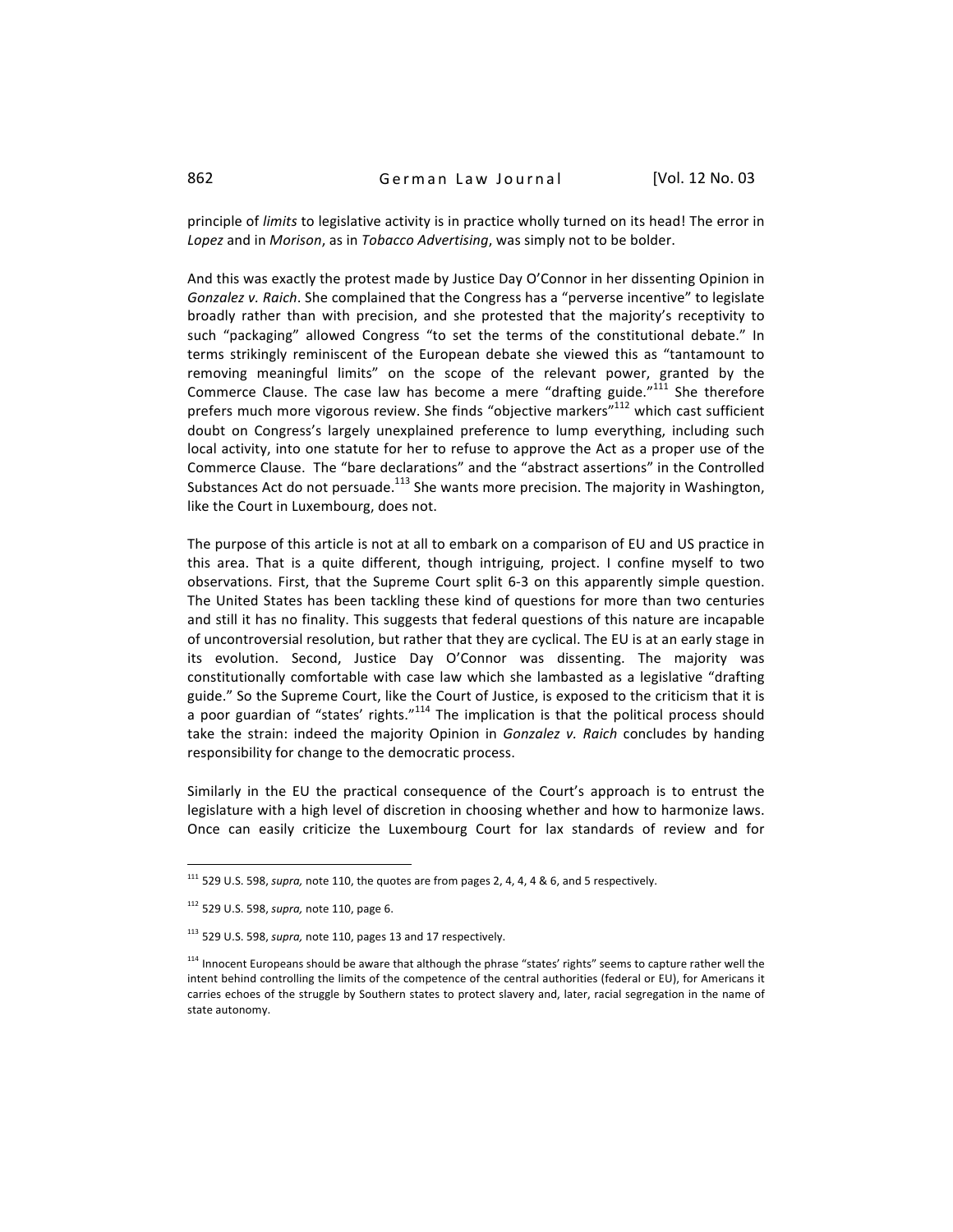principle of *limits* to legislative activity is in practice wholly turned on its head! The error in *Lopez* and in *Morison*, as in *Tobacco Advertising*, was simply not to be bolder.

And this was exactly the protest made by Justice Day O'Connor in her dissenting Opinion in *Gonzalez v. Raich*. She complained that the Congress has a "perverse incentive" to legislate broadly rather than with precision, and she protested that the majority's receptivity to such "packaging" allowed Congress "to set the terms of the constitutional debate." In terms strikingly reminiscent of the European debate she viewed this as "tantamount to removing meaningful limits" on the scope of the relevant power, granted by the Commerce Clause. The case law has become a mere "drafting guide."[111] She therefore prefers much more vigorous review. She finds "objective markers"[112] which cast sufficient doubt on Congress's largely unexplained preference to lump everything, including such local activity, into one statute for her to refuse to approve the Act as a proper use of the Commerce Clause. The "bare declarations" and the "abstract assertions" in the Controlled Substances Act do not persuade.[113] She wants more precision. The majority in Washington, like the Court in Luxembourg, does not.

The purpose of this article is not at all to embark on a comparison of EU and US practice in this area. That is a quite different, though intriguing, project. I confine myself to two observations. First, that the Supreme Court split 6-3 on this apparently simple question. The United States has been tackling these kind of questions for more than two centuries and still it has no finality. This suggests that federal questions of this nature are incapable of uncontroversial resolution, but rather that they are cyclical. The EU is at an early stage in its evolution. Second, Justice Day O'Connor was dissenting. The majority was constitutionally comfortable with case law which she lambasted as a legislative "drafting guide." So the Supreme Court, like the Court of Justice, is exposed to the criticism that it is a poor guardian of "states' rights."[114] The implication is that the political process should take the strain: indeed the majority Opinion in *Gonzalez v. Raich* concludes by handing responsibility for change to the democratic process.

Similarly in the EU the practical consequence of the Court's approach is to entrust the legislature with a high level of discretion in choosing whether and how to harmonize laws. Once can easily criticize the Luxembourg Court for lax standards of review and for

---

[111] 529 U.S. 598, *supra,* note 110, the quotes are from pages 2, 4, 4, 4 & 6, and 5 respectively.

[112] 529 U.S. 598, *supra,* note 110, page 6.

[113] 529 U.S. 598, *supra,* note 110, pages 13 and 17 respectively.

[114] Innocent Europeans should be aware that although the phrase "states' rights" seems to capture rather well the intent behind controlling the limits of the competence of the central authorities (federal or EU), for Americans it carries echoes of the struggle by Southern states to protect slavery and, later, racial segregation in the name of state autonomy.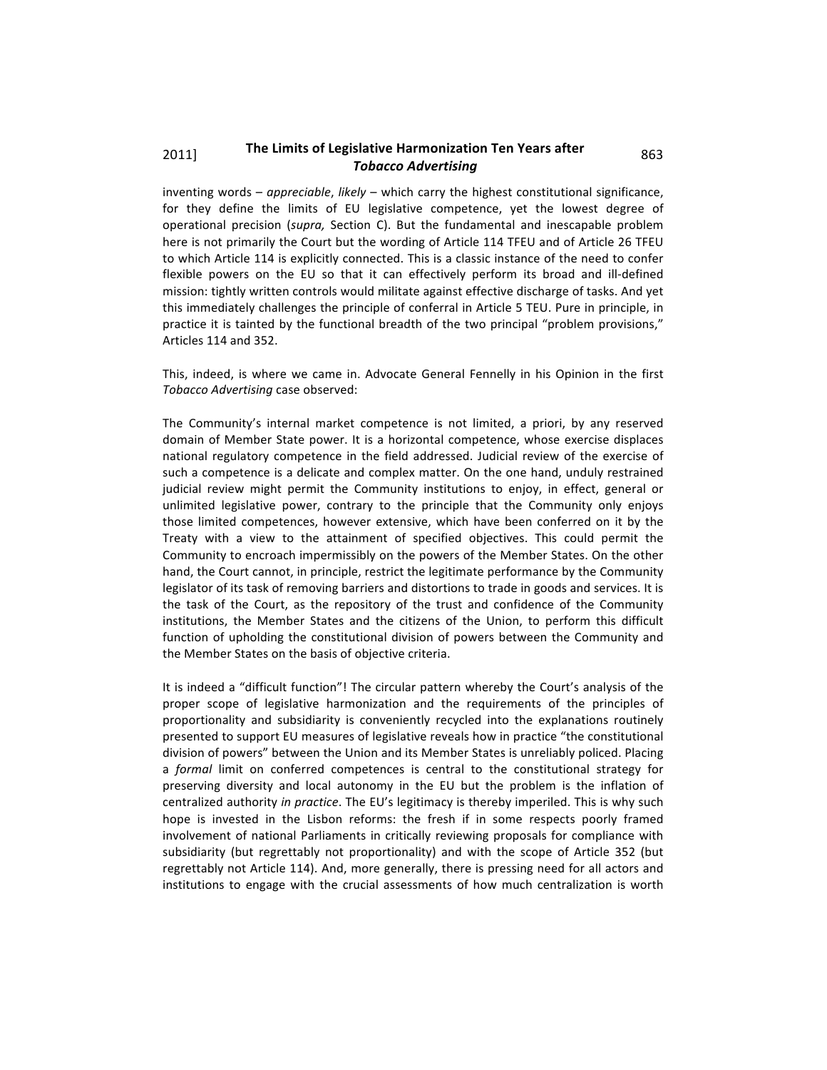inventing words – *appreciable*, *likely* – which carry the highest constitutional significance, for they define the limits of EU legislative competence, yet the lowest degree of operational precision (*supra,* Section C). But the fundamental and inescapable problem here is not primarily the Court but the wording of Article 114 TFEU and of Article 26 TFEU to which Article 114 is explicitly connected. This is a classic instance of the need to confer flexible powers on the EU so that it can effectively perform its broad and ill-defined mission: tightly written controls would militate against effective discharge of tasks. And yet this immediately challenges the principle of conferral in Article 5 TEU. Pure in principle, in practice it is tainted by the functional breadth of the two principal "problem provisions," Articles 114 and 352.

This, indeed, is where we came in. Advocate General Fennelly in his Opinion in the first *Tobacco Advertising* case observed:

The Community's internal market competence is not limited, a priori, by any reserved domain of Member State power. It is a horizontal competence, whose exercise displaces national regulatory competence in the field addressed. Judicial review of the exercise of such a competence is a delicate and complex matter. On the one hand, unduly restrained judicial review might permit the Community institutions to enjoy, in effect, general or unlimited legislative power, contrary to the principle that the Community only enjoys those limited competences, however extensive, which have been conferred on it by the Treaty with a view to the attainment of specified objectives. This could permit the Community to encroach impermissibly on the powers of the Member States. On the other hand, the Court cannot, in principle, restrict the legitimate performance by the Community legislator of its task of removing barriers and distortions to trade in goods and services. It is the task of the Court, as the repository of the trust and confidence of the Community institutions, the Member States and the citizens of the Union, to perform this difficult function of upholding the constitutional division of powers between the Community and the Member States on the basis of objective criteria.

It is indeed a "difficult function"! The circular pattern whereby the Court's analysis of the proper scope of legislative harmonization and the requirements of the principles of proportionality and subsidiarity is conveniently recycled into the explanations routinely presented to support EU measures of legislative reveals how in practice "the constitutional division of powers" between the Union and its Member States is unreliably policed. Placing a *formal* limit on conferred competences is central to the constitutional strategy for preserving diversity and local autonomy in the EU but the problem is the inflation of centralized authority *in practice*. The EU's legitimacy is thereby imperiled. This is why such hope is invested in the Lisbon reforms: the fresh if in some respects poorly framed involvement of national Parliaments in critically reviewing proposals for compliance with subsidiarity (but regrettably not proportionality) and with the scope of Article 352 (but regrettably not Article 114). And, more generally, there is pressing need for all actors and institutions to engage with the crucial assessments of how much centralization is worth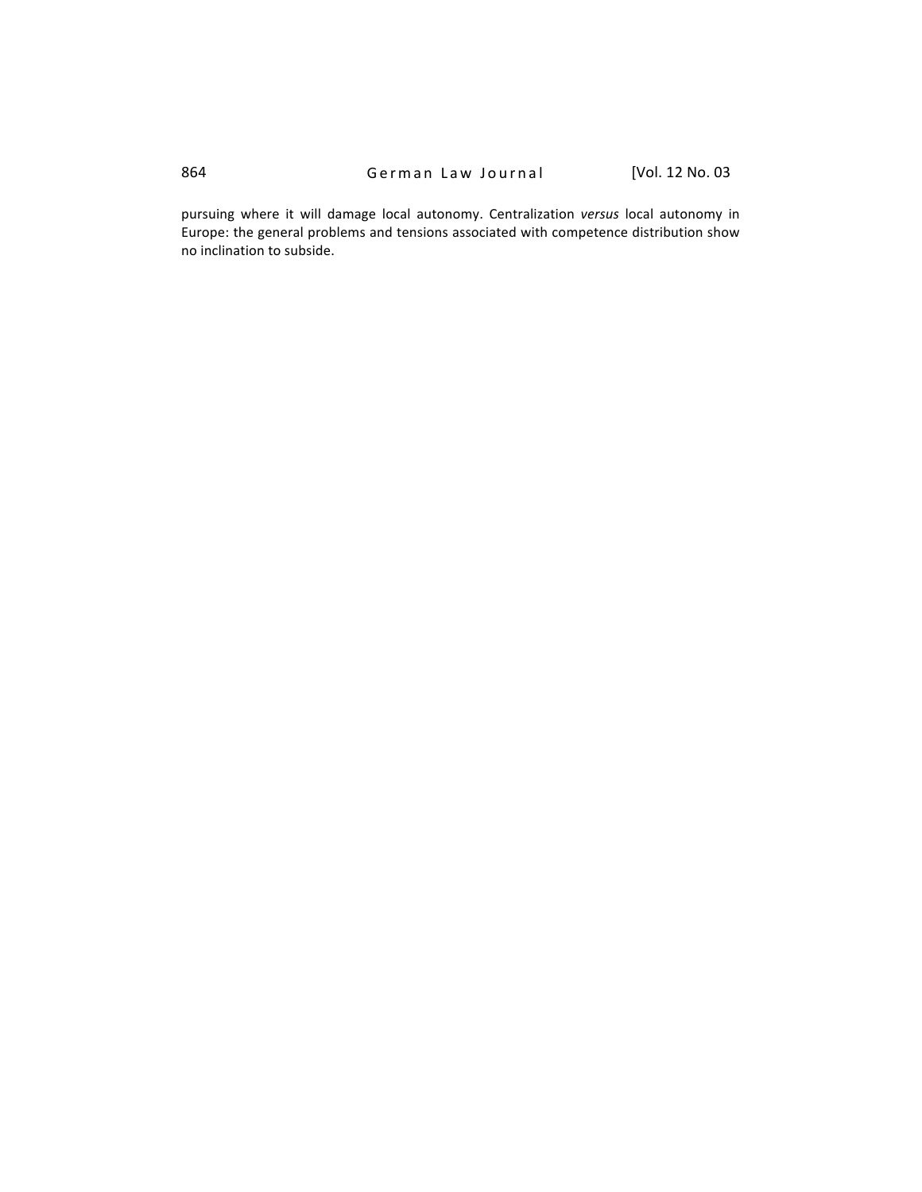pursuing where it will damage local autonomy. Centralization *versus* local autonomy in Europe: the general problems and tensions associated with competence distribution show no inclination to subside.